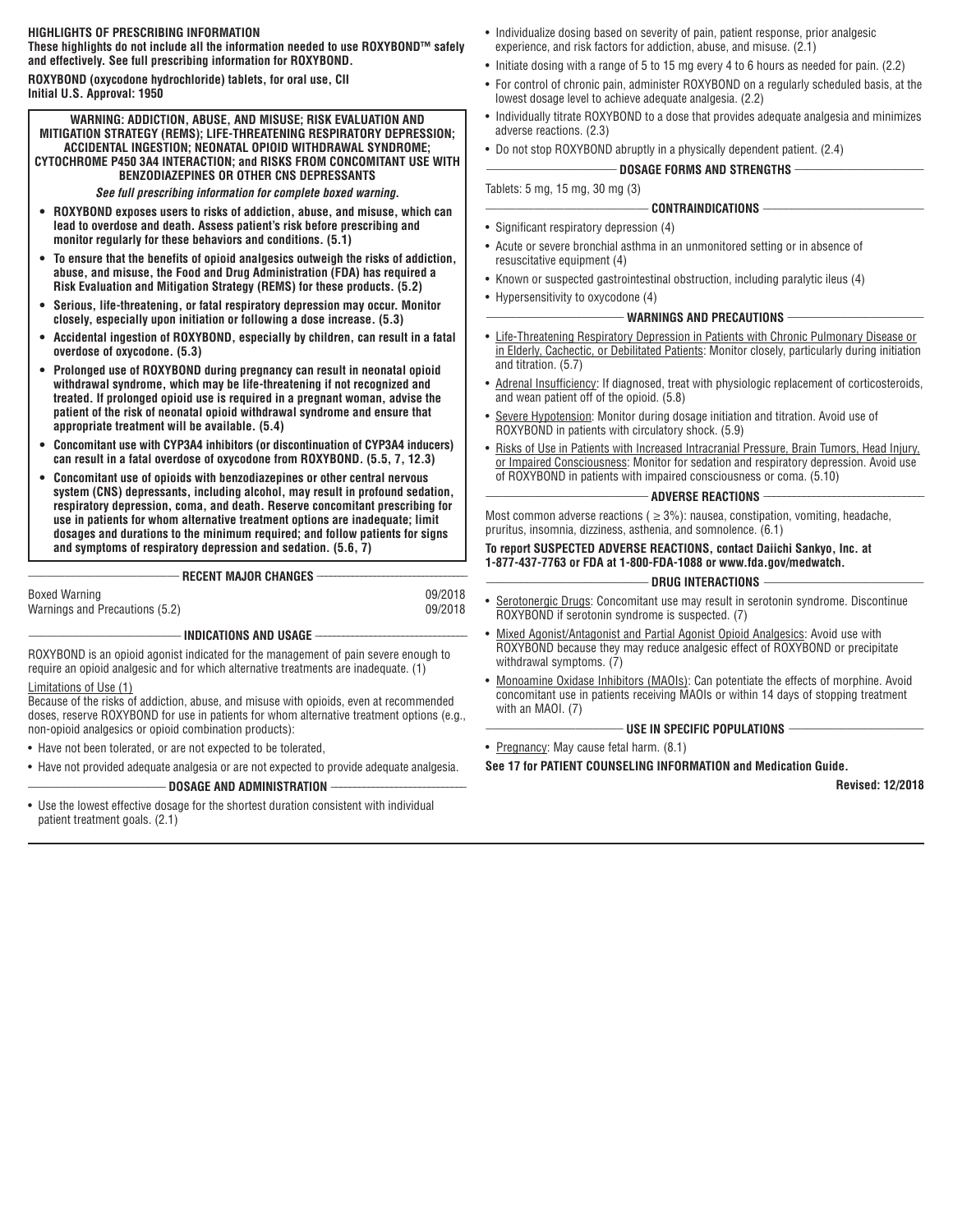**HIGHLIGHTS OF PRESCRIBING INFORMATION**

**These highlights do not include all the information needed to use ROXYBOND™ safely and effectively. See full prescribing information for ROXYBOND.**

**ROXYBOND (oxycodone hydrochloride) tablets, for oral use, CII**
**Initial U.S. Approval: 1950**

**WARNING: ADDICTION, ABUSE, AND MISUSE; RISK EVALUATION AND MITIGATION STRATEGY (REMS); LIFE-THREATENING RESPIRATORY DEPRESSION; ACCIDENTAL INGESTION; NEONATAL OPIOID WITHDRAWAL SYNDROME; CYTOCHROME P450 3A4 INTERACTION; and RISKS FROM CONCOMITANT USE WITH BENZODIAZEPINES OR OTHER CNS DEPRESSANTS**

***See full prescribing information for complete boxed warning.***

- **ROXYBOND exposes users to risks of addiction, abuse, and misuse, which can lead to overdose and death. Assess patient's risk before prescribing and monitor regularly for these behaviors and conditions. (5.1)**
- **To ensure that the benefits of opioid analgesics outweigh the risks of addiction, abuse, and misuse, the Food and Drug Administration (FDA) has required a Risk Evaluation and Mitigation Strategy (REMS) for these products. (5.2)**
- **Serious, life-threatening, or fatal respiratory depression may occur. Monitor closely, especially upon initiation or following a dose increase. (5.3)**
- **Accidental ingestion of ROXYBOND, especially by children, can result in a fatal overdose of oxycodone. (5.3)**
- **Prolonged use of ROXYBOND during pregnancy can result in neonatal opioid withdrawal syndrome, which may be life-threatening if not recognized and treated. If prolonged opioid use is required in a pregnant woman, advise the patient of the risk of neonatal opioid withdrawal syndrome and ensure that appropriate treatment will be available. (5.4)**
- **Concomitant use with CYP3A4 inhibitors (or discontinuation of CYP3A4 inducers) can result in a fatal overdose of oxycodone from ROXYBOND. (5.5, 7, 12.3)**
- **Concomitant use of opioids with benzodiazepines or other central nervous system (CNS) depressants, including alcohol, may result in profound sedation, respiratory depression, coma, and death. Reserve concomitant prescribing for use in patients for whom alternative treatment options are inadequate; limit dosages and durations to the minimum required; and follow patients for signs and symptoms of respiratory depression and sedation. (5.6, 7)**

**RECENT MAJOR CHANGES**

| | |
|---|---|
| Boxed Warning | 09/2018 |
| Warnings and Precautions (5.2) | 09/2018 |

**INDICATIONS AND USAGE**

ROXYBOND is an opioid agonist indicated for the management of pain severe enough to require an opioid analgesic and for which alternative treatments are inadequate. (1)

Limitations of Use (1)

Because of the risks of addiction, abuse, and misuse with opioids, even at recommended doses, reserve ROXYBOND for use in patients for whom alternative treatment options (e.g., non-opioid analgesics or opioid combination products):

- Have not been tolerated, or are not expected to be tolerated,
- Have not provided adequate analgesia or are not expected to provide adequate analgesia.

**DOSAGE AND ADMINISTRATION**

- Use the lowest effective dosage for the shortest duration consistent with individual patient treatment goals. (2.1)
- Individualize dosing based on severity of pain, patient response, prior analgesic experience, and risk factors for addiction, abuse, and misuse. (2.1)
- Initiate dosing with a range of 5 to 15 mg every 4 to 6 hours as needed for pain. (2.2)
- For control of chronic pain, administer ROXYBOND on a regularly scheduled basis, at the lowest dosage level to achieve adequate analgesia. (2.2)
- Individually titrate ROXYBOND to a dose that provides adequate analgesia and minimizes adverse reactions. (2.3)
- Do not stop ROXYBOND abruptly in a physically dependent patient. (2.4)

**DOSAGE FORMS AND STRENGTHS**

Tablets: 5 mg, 15 mg, 30 mg (3)

**CONTRAINDICATIONS**

- Significant respiratory depression (4)
- Acute or severe bronchial asthma in an unmonitored setting or in absence of resuscitative equipment (4)
- Known or suspected gastrointestinal obstruction, including paralytic ileus (4)
- Hypersensitivity to oxycodone (4)

**WARNINGS AND PRECAUTIONS**

- Life-Threatening Respiratory Depression in Patients with Chronic Pulmonary Disease or in Elderly, Cachectic, or Debilitated Patients: Monitor closely, particularly during initiation and titration. (5.7)
- Adrenal Insufficiency: If diagnosed, treat with physiologic replacement of corticosteroids, and wean patient off of the opioid. (5.8)
- Severe Hypotension: Monitor during dosage initiation and titration. Avoid use of ROXYBOND in patients with circulatory shock. (5.9)
- Risks of Use in Patients with Increased Intracranial Pressure, Brain Tumors, Head Injury, or Impaired Consciousness: Monitor for sedation and respiratory depression. Avoid use of ROXYBOND in patients with impaired consciousness or coma. (5.10)

**ADVERSE REACTIONS**

Most common adverse reactions ( ≥ 3%): nausea, constipation, vomiting, headache, pruritus, insomnia, dizziness, asthenia, and somnolence. (6.1)

**To report SUSPECTED ADVERSE REACTIONS, contact Daiichi Sankyo, Inc. at 1-877-437-7763 or FDA at 1-800-FDA-1088 or www.fda.gov/medwatch.**

**DRUG INTERACTIONS**

- Serotonergic Drugs: Concomitant use may result in serotonin syndrome. Discontinue ROXYBOND if serotonin syndrome is suspected. (7)
- Mixed Agonist/Antagonist and Partial Agonist Opioid Analgesics: Avoid use with ROXYBOND because they may reduce analgesic effect of ROXYBOND or precipitate withdrawal symptoms. (7)
- Monoamine Oxidase Inhibitors (MAOIs): Can potentiate the effects of morphine. Avoid concomitant use in patients receiving MAOIs or within 14 days of stopping treatment with an MAOI. (7)

**USE IN SPECIFIC POPULATIONS**

- Pregnancy: May cause fetal harm. (8.1)

**See 17 for PATIENT COUNSELING INFORMATION and Medication Guide.**

**Revised: 12/2018**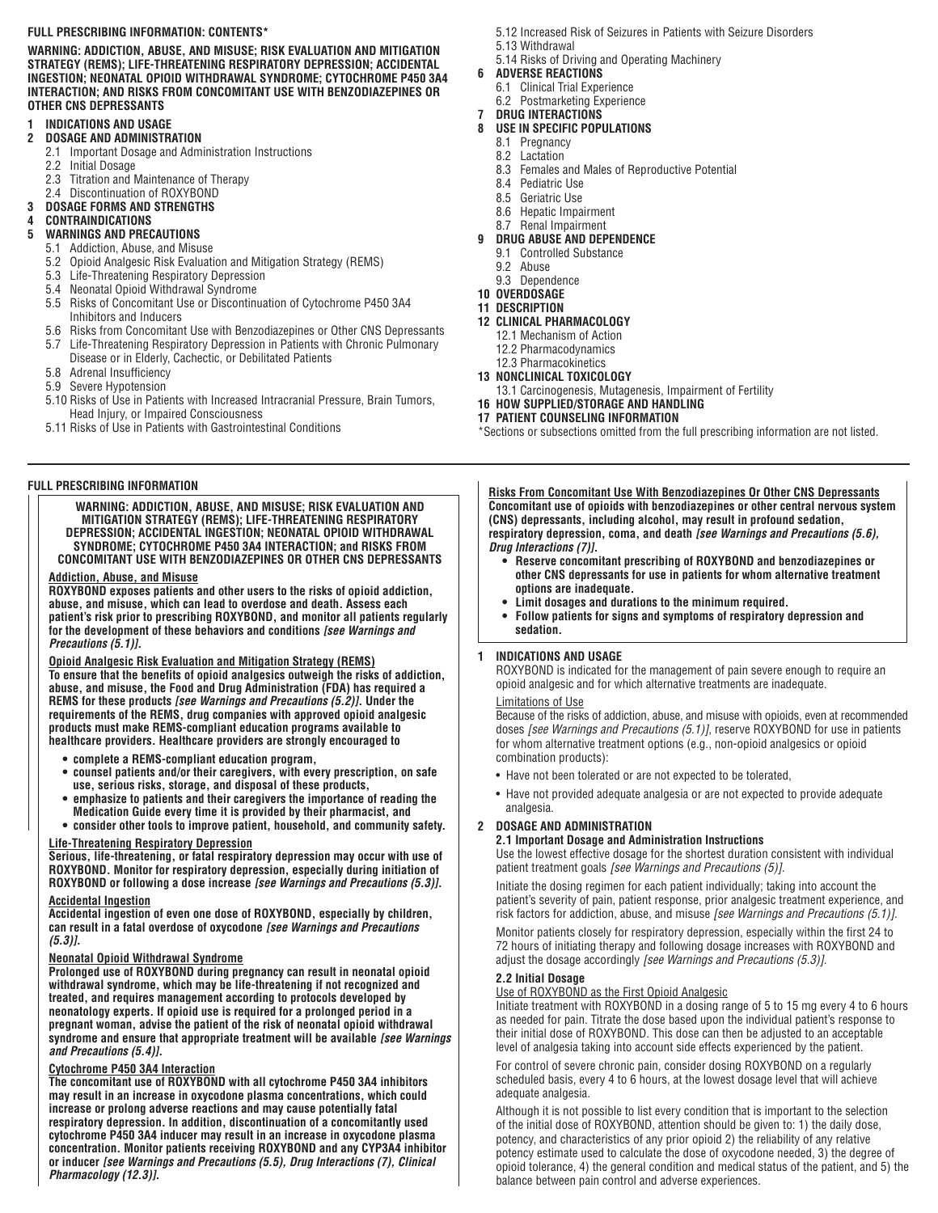## FULL PRESCRIBING INFORMATION: CONTENTS*

**WARNING: ADDICTION, ABUSE, AND MISUSE; RISK EVALUATION AND MITIGATION STRATEGY (REMS); LIFE-THREATENING RESPIRATORY DEPRESSION; ACCIDENTAL INGESTION; NEONATAL OPIOID WITHDRAWAL SYNDROME; CYTOCHROME P450 3A4 INTERACTION; AND RISKS FROM CONCOMITANT USE WITH BENZODIAZEPINES OR OTHER CNS DEPRESSANTS**

**1 INDICATIONS AND USAGE**

**2 DOSAGE AND ADMINISTRATION**
- 2.1 Important Dosage and Administration Instructions
- 2.2 Initial Dosage
- 2.3 Titration and Maintenance of Therapy
- 2.4 Discontinuation of ROXYBOND

**3 DOSAGE FORMS AND STRENGTHS**

**4 CONTRAINDICATIONS**

**5 WARNINGS AND PRECAUTIONS**
- 5.1 Addiction, Abuse, and Misuse
- 5.2 Opioid Analgesic Risk Evaluation and Mitigation Strategy (REMS)
- 5.3 Life-Threatening Respiratory Depression
- 5.4 Neonatal Opioid Withdrawal Syndrome
- 5.5 Risks of Concomitant Use or Discontinuation of Cytochrome P450 3A4 Inhibitors and Inducers
- 5.6 Risks from Concomitant Use with Benzodiazepines or Other CNS Depressants
- 5.7 Life-Threatening Respiratory Depression in Patients with Chronic Pulmonary Disease or in Elderly, Cachectic, or Debilitated Patients
- 5.8 Adrenal Insufficiency
- 5.9 Severe Hypotension
- 5.10 Risks of Use in Patients with Increased Intracranial Pressure, Brain Tumors, Head Injury, or Impaired Consciousness
- 5.11 Risks of Use in Patients with Gastrointestinal Conditions
- 5.12 Increased Risk of Seizures in Patients with Seizure Disorders
- 5.13 Withdrawal
- 5.14 Risks of Driving and Operating Machinery

**6 ADVERSE REACTIONS**
- 6.1 Clinical Trial Experience
- 6.2 Postmarketing Experience

**7 DRUG INTERACTIONS**

**8 USE IN SPECIFIC POPULATIONS**
- 8.1 Pregnancy
- 8.2 Lactation
- 8.3 Females and Males of Reproductive Potential
- 8.4 Pediatric Use
- 8.5 Geriatric Use
- 8.6 Hepatic Impairment
- 8.7 Renal Impairment

**9 DRUG ABUSE AND DEPENDENCE**
- 9.1 Controlled Substance
- 9.2 Abuse
- 9.3 Dependence

**10 OVERDOSAGE**

**11 DESCRIPTION**

**12 CLINICAL PHARMACOLOGY**
- 12.1 Mechanism of Action
- 12.2 Pharmacodynamics
- 12.3 Pharmacokinetics

**13 NONCLINICAL TOXICOLOGY**
- 13.1 Carcinogenesis, Mutagenesis, Impairment of Fertility

**16 HOW SUPPLIED/STORAGE AND HANDLING**

**17 PATIENT COUNSELING INFORMATION**

*Sections or subsections omitted from the full prescribing information are not listed.

## FULL PRESCRIBING INFORMATION

**WARNING: ADDICTION, ABUSE, AND MISUSE; RISK EVALUATION AND MITIGATION STRATEGY (REMS); LIFE-THREATENING RESPIRATORY DEPRESSION; ACCIDENTAL INGESTION; NEONATAL OPIOID WITHDRAWAL SYNDROME; CYTOCHROME P450 3A4 INTERACTION; and RISKS FROM CONCOMITANT USE WITH BENZODIAZEPINES OR OTHER CNS DEPRESSANTS**

**Addiction, Abuse, and Misuse**

**ROXYBOND exposes patients and other users to the risks of opioid addiction, abuse, and misuse, which can lead to overdose and death. Assess each patient's risk prior to prescribing ROXYBOND, and monitor all patients regularly for the development of these behaviors and conditions *[see Warnings and Precautions (5.1)]*.**

**Opioid Analgesic Risk Evaluation and Mitigation Strategy (REMS)**

**To ensure that the benefits of opioid analgesics outweigh the risks of addiction, abuse, and misuse, the Food and Drug Administration (FDA) has required a REMS for these products *[see Warnings and Precautions (5.2)]*. Under the requirements of the REMS, drug companies with approved opioid analgesic products must make REMS-compliant education programs available to healthcare providers. Healthcare providers are strongly encouraged to**

- **complete a REMS-compliant education program,**
- **counsel patients and/or their caregivers, with every prescription, on safe use, serious risks, storage, and disposal of these products,**
- **emphasize to patients and their caregivers the importance of reading the Medication Guide every time it is provided by their pharmacist, and**
- **consider other tools to improve patient, household, and community safety.**

**Life-Threatening Respiratory Depression**

**Serious, life-threatening, or fatal respiratory depression may occur with use of ROXYBOND. Monitor for respiratory depression, especially during initiation of ROXYBOND or following a dose increase *[see Warnings and Precautions (5.3)]*.**

**Accidental Ingestion**

**Accidental ingestion of even one dose of ROXYBOND, especially by children, can result in a fatal overdose of oxycodone *[see Warnings and Precautions (5.3)]*.**

**Neonatal Opioid Withdrawal Syndrome**

**Prolonged use of ROXYBOND during pregnancy can result in neonatal opioid withdrawal syndrome, which may be life-threatening if not recognized and treated, and requires management according to protocols developed by neonatology experts. If opioid use is required for a prolonged period in a pregnant woman, advise the patient of the risk of neonatal opioid withdrawal syndrome and ensure that appropriate treatment will be available *[see Warnings and Precautions (5.4)]*.**

**Cytochrome P450 3A4 Interaction**

**The concomitant use of ROXYBOND with all cytochrome P450 3A4 inhibitors may result in an increase in oxycodone plasma concentrations, which could increase or prolong adverse reactions and may cause potentially fatal respiratory depression. In addition, discontinuation of a concomitantly used cytochrome P450 3A4 inducer may result in an increase in oxycodone plasma concentration. Monitor patients receiving ROXYBOND and any CYP3A4 inhibitor or inducer *[see Warnings and Precautions (5.5), Drug Interactions (7), Clinical Pharmacology (12.3)]*.**

**Risks From Concomitant Use With Benzodiazepines Or Other CNS Depressants**

**Concomitant use of opioids with benzodiazepines or other central nervous system (CNS) depressants, including alcohol, may result in profound sedation, respiratory depression, coma, and death *[see Warnings and Precautions (5.6), Drug Interactions (7)]*.**

- **Reserve concomitant prescribing of ROXYBOND and benzodiazepines or other CNS depressants for use in patients for whom alternative treatment options are inadequate.**
- **Limit dosages and durations to the minimum required.**
- **Follow patients for signs and symptoms of respiratory depression and sedation.**

## 1 INDICATIONS AND USAGE

ROXYBOND is indicated for the management of pain severe enough to require an opioid analgesic and for which alternative treatments are inadequate.

Limitations of Use

Because of the risks of addiction, abuse, and misuse with opioids, even at recommended doses *[see Warnings and Precautions (5.1)]*, reserve ROXYBOND for use in patients for whom alternative treatment options (e.g., non-opioid analgesics or opioid combination products):

- Have not been tolerated or are not expected to be tolerated,
- Have not provided adequate analgesia or are not expected to provide adequate analgesia.

## 2 DOSAGE AND ADMINISTRATION

### 2.1 Important Dosage and Administration Instructions

Use the lowest effective dosage for the shortest duration consistent with individual patient treatment goals *[see Warnings and Precautions (5)]*.

Initiate the dosing regimen for each patient individually; taking into account the patient's severity of pain, patient response, prior analgesic treatment experience, and risk factors for addiction, abuse, and misuse *[see Warnings and Precautions (5.1)]*.

Monitor patients closely for respiratory depression, especially within the first 24 to 72 hours of initiating therapy and following dosage increases with ROXYBOND and adjust the dosage accordingly *[see Warnings and Precautions (5.3)]*.

### 2.2 Initial Dosage

Use of ROXYBOND as the First Opioid Analgesic

Initiate treatment with ROXYBOND in a dosing range of 5 to 15 mg every 4 to 6 hours as needed for pain. Titrate the dose based upon the individual patient's response to their initial dose of ROXYBOND. This dose can then be adjusted to an acceptable level of analgesia taking into account side effects experienced by the patient.

For control of severe chronic pain, consider dosing ROXYBOND on a regularly scheduled basis, every 4 to 6 hours, at the lowest dosage level that will achieve adequate analgesia.

Although it is not possible to list every condition that is important to the selection of the initial dose of ROXYBOND, attention should be given to: 1) the daily dose, potency, and characteristics of any prior opioid 2) the reliability of any relative potency estimate used to calculate the dose of oxycodone needed, 3) the degree of opioid tolerance, 4) the general condition and medical status of the patient, and 5) the balance between pain control and adverse experiences.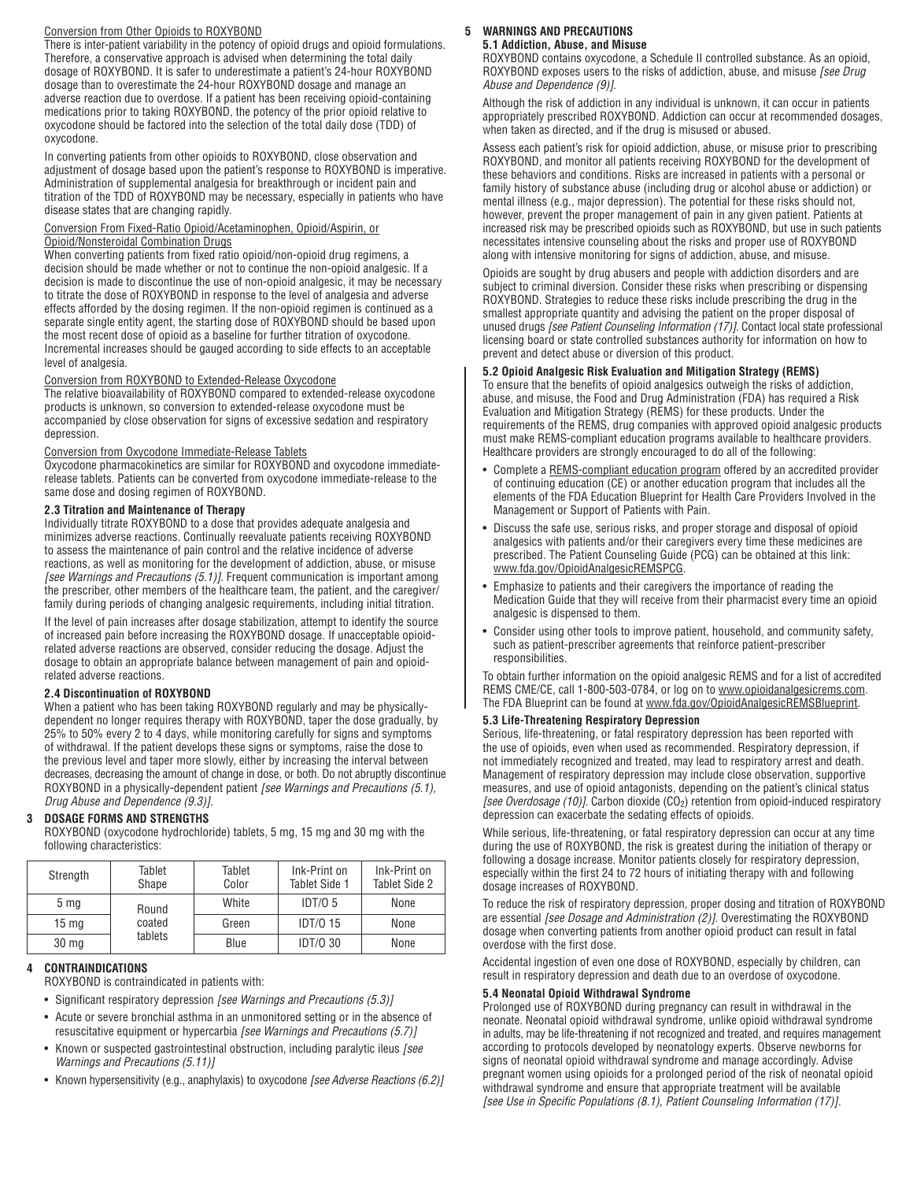#### Conversion from Other Opioids to ROXYBOND

There is inter-patient variability in the potency of opioid drugs and opioid formulations. Therefore, a conservative approach is advised when determining the total daily dosage of ROXYBOND. It is safer to underestimate a patient's 24-hour ROXYBOND dosage than to overestimate the 24-hour ROXYBOND dosage and manage an adverse reaction due to overdose. If a patient has been receiving opioid-containing medications prior to taking ROXYBOND, the potency of the prior opioid relative to oxycodone should be factored into the selection of the total daily dose (TDD) of oxycodone.

In converting patients from other opioids to ROXYBOND, close observation and adjustment of dosage based upon the patient's response to ROXYBOND is imperative. Administration of supplemental analgesia for breakthrough or incident pain and titration of the TDD of ROXYBOND may be necessary, especially in patients who have disease states that are changing rapidly.

#### Conversion From Fixed-Ratio Opioid/Acetaminophen, Opioid/Aspirin, or Opioid/Nonsteroidal Combination Drugs

When converting patients from fixed ratio opioid/non-opioid drug regimens, a decision should be made whether or not to continue the non-opioid analgesic. If a decision is made to discontinue the use of non-opioid analgesic, it may be necessary to titrate the dose of ROXYBOND in response to the level of analgesia and adverse effects afforded by the dosing regimen. If the non-opioid regimen is continued as a separate single entity agent, the starting dose of ROXYBOND should be based upon the most recent dose of opioid as a baseline for further titration of oxycodone. Incremental increases should be gauged according to side effects to an acceptable level of analgesia.

#### Conversion from ROXYBOND to Extended-Release Oxycodone

The relative bioavailability of ROXYBOND compared to extended-release oxycodone products is unknown, so conversion to extended-release oxycodone must be accompanied by close observation for signs of excessive sedation and respiratory depression.

#### Conversion from Oxycodone Immediate-Release Tablets

Oxycodone pharmacokinetics are similar for ROXYBOND and oxycodone immediate-release tablets. Patients can be converted from oxycodone immediate-release to the same dose and dosing regimen of ROXYBOND.

### 2.3 Titration and Maintenance of Therapy

Individually titrate ROXYBOND to a dose that provides adequate analgesia and minimizes adverse reactions. Continually reevaluate patients receiving ROXYBOND to assess the maintenance of pain control and the relative incidence of adverse reactions, as well as monitoring for the development of addiction, abuse, or misuse *[see Warnings and Precautions (5.1)]*. Frequent communication is important among the prescriber, other members of the healthcare team, the patient, and the caregiver/family during periods of changing analgesic requirements, including initial titration.

If the level of pain increases after dosage stabilization, attempt to identify the source of increased pain before increasing the ROXYBOND dosage. If unacceptable opioid-related adverse reactions are observed, consider reducing the dosage. Adjust the dosage to obtain an appropriate balance between management of pain and opioid-related adverse reactions.

### 2.4 Discontinuation of ROXYBOND

When a patient who has been taking ROXYBOND regularly and may be physically-dependent no longer requires therapy with ROXYBOND, taper the dose gradually, by 25% to 50% every 2 to 4 days, while monitoring carefully for signs and symptoms of withdrawal. If the patient develops these signs or symptoms, raise the dose to the previous level and taper more slowly, either by increasing the interval between decreases, decreasing the amount of change in dose, or both. Do not abruptly discontinue ROXYBOND in a physically-dependent patient *[see Warnings and Precautions (5.1), Drug Abuse and Dependence (9.3)]*.

## 3 DOSAGE FORMS AND STRENGTHS

ROXYBOND (oxycodone hydrochloride) tablets, 5 mg, 15 mg and 30 mg with the following characteristics:

| Strength | Tablet Shape | Tablet Color | Ink-Print on Tablet Side 1 | Ink-Print on Tablet Side 2 |
|---|---|---|---|---|
| 5 mg | Round coated tablets | White | IDT/O 5 | None |
| 15 mg | | Green | IDT/O 15 | None |
| 30 mg | | Blue | IDT/O 30 | None |

## 4 CONTRAINDICATIONS

ROXYBOND is contraindicated in patients with:

- Significant respiratory depression *[see Warnings and Precautions (5.3)]*
- Acute or severe bronchial asthma in an unmonitored setting or in the absence of resuscitative equipment or hypercarbia *[see Warnings and Precautions (5.7)]*
- Known or suspected gastrointestinal obstruction, including paralytic ileus *[see Warnings and Precautions (5.11)]*
- Known hypersensitivity (e.g., anaphylaxis) to oxycodone *[see Adverse Reactions (6.2)]*

## 5 WARNINGS AND PRECAUTIONS

### 5.1 Addiction, Abuse, and Misuse

ROXYBOND contains oxycodone, a Schedule II controlled substance. As an opioid, ROXYBOND exposes users to the risks of addiction, abuse, and misuse *[see Drug Abuse and Dependence (9)]*.

Although the risk of addiction in any individual is unknown, it can occur in patients appropriately prescribed ROXYBOND. Addiction can occur at recommended dosages, when taken as directed, and if the drug is misused or abused.

Assess each patient's risk for opioid addiction, abuse, or misuse prior to prescribing ROXYBOND, and monitor all patients receiving ROXYBOND for the development of these behaviors and conditions. Risks are increased in patients with a personal or family history of substance abuse (including drug or alcohol abuse or addiction) or mental illness (e.g., major depression). The potential for these risks should not, however, prevent the proper management of pain in any given patient. Patients at increased risk may be prescribed opioids such as ROXYBOND, but use in such patients necessitates intensive counseling about the risks and proper use of ROXYBOND along with intensive monitoring for signs of addiction, abuse, and misuse.

Opioids are sought by drug abusers and people with addiction disorders and are subject to criminal diversion. Consider these risks when prescribing or dispensing ROXYBOND. Strategies to reduce these risks include prescribing the drug in the smallest appropriate quantity and advising the patient on the proper disposal of unused drugs *[see Patient Counseling Information (17)]*. Contact local state professional licensing board or state controlled substances authority for information on how to prevent and detect abuse or diversion of this product.

### 5.2 Opioid Analgesic Risk Evaluation and Mitigation Strategy (REMS)

To ensure that the benefits of opioid analgesics outweigh the risks of addiction, abuse, and misuse, the Food and Drug Administration (FDA) has required a Risk Evaluation and Mitigation Strategy (REMS) for these products. Under the requirements of the REMS, drug companies with approved opioid analgesic products must make REMS-compliant education programs available to healthcare providers. Healthcare providers are strongly encouraged to do all of the following:

- Complete a REMS-compliant education program offered by an accredited provider of continuing education (CE) or another education program that includes all the elements of the FDA Education Blueprint for Health Care Providers Involved in the Management or Support of Patients with Pain.
- Discuss the safe use, serious risks, and proper storage and disposal of opioid analgesics with patients and/or their caregivers every time these medicines are prescribed. The Patient Counseling Guide (PCG) can be obtained at this link: www.fda.gov/OpioidAnalgesicREMSPCG.
- Emphasize to patients and their caregivers the importance of reading the Medication Guide that they will receive from their pharmacist every time an opioid analgesic is dispensed to them.
- Consider using other tools to improve patient, household, and community safety, such as patient-prescriber agreements that reinforce patient-prescriber responsibilities.

To obtain further information on the opioid analgesic REMS and for a list of accredited REMS CME/CE, call 1-800-503-0784, or log on to www.opioidanalgesicrems.com. The FDA Blueprint can be found at www.fda.gov/OpioidAnalgesicREMSBlueprint.

### 5.3 Life-Threatening Respiratory Depression

Serious, life-threatening, or fatal respiratory depression has been reported with the use of opioids, even when used as recommended. Respiratory depression, if not immediately recognized and treated, may lead to respiratory arrest and death. Management of respiratory depression may include close observation, supportive measures, and use of opioid antagonists, depending on the patient's clinical status *[see Overdosage (10)]*. Carbon dioxide ($CO_2$) retention from opioid-induced respiratory depression can exacerbate the sedating effects of opioids.

While serious, life-threatening, or fatal respiratory depression can occur at any time during the use of ROXYBOND, the risk is greatest during the initiation of therapy or following a dosage increase. Monitor patients closely for respiratory depression, especially within the first 24 to 72 hours of initiating therapy with and following dosage increases of ROXYBOND.

To reduce the risk of respiratory depression, proper dosing and titration of ROXYBOND are essential *[see Dosage and Administration (2)]*. Overestimating the ROXYBOND dosage when converting patients from another opioid product can result in fatal overdose with the first dose.

Accidental ingestion of even one dose of ROXYBOND, especially by children, can result in respiratory depression and death due to an overdose of oxycodone.

### 5.4 Neonatal Opioid Withdrawal Syndrome

Prolonged use of ROXYBOND during pregnancy can result in withdrawal in the neonate. Neonatal opioid withdrawal syndrome, unlike opioid withdrawal syndrome in adults, may be life-threatening if not recognized and treated, and requires management according to protocols developed by neonatology experts. Observe newborns for signs of neonatal opioid withdrawal syndrome and manage accordingly. Advise pregnant women using opioids for a prolonged period of the risk of neonatal opioid withdrawal syndrome and ensure that appropriate treatment will be available *[see Use in Specific Populations (8.1), Patient Counseling Information (17)]*.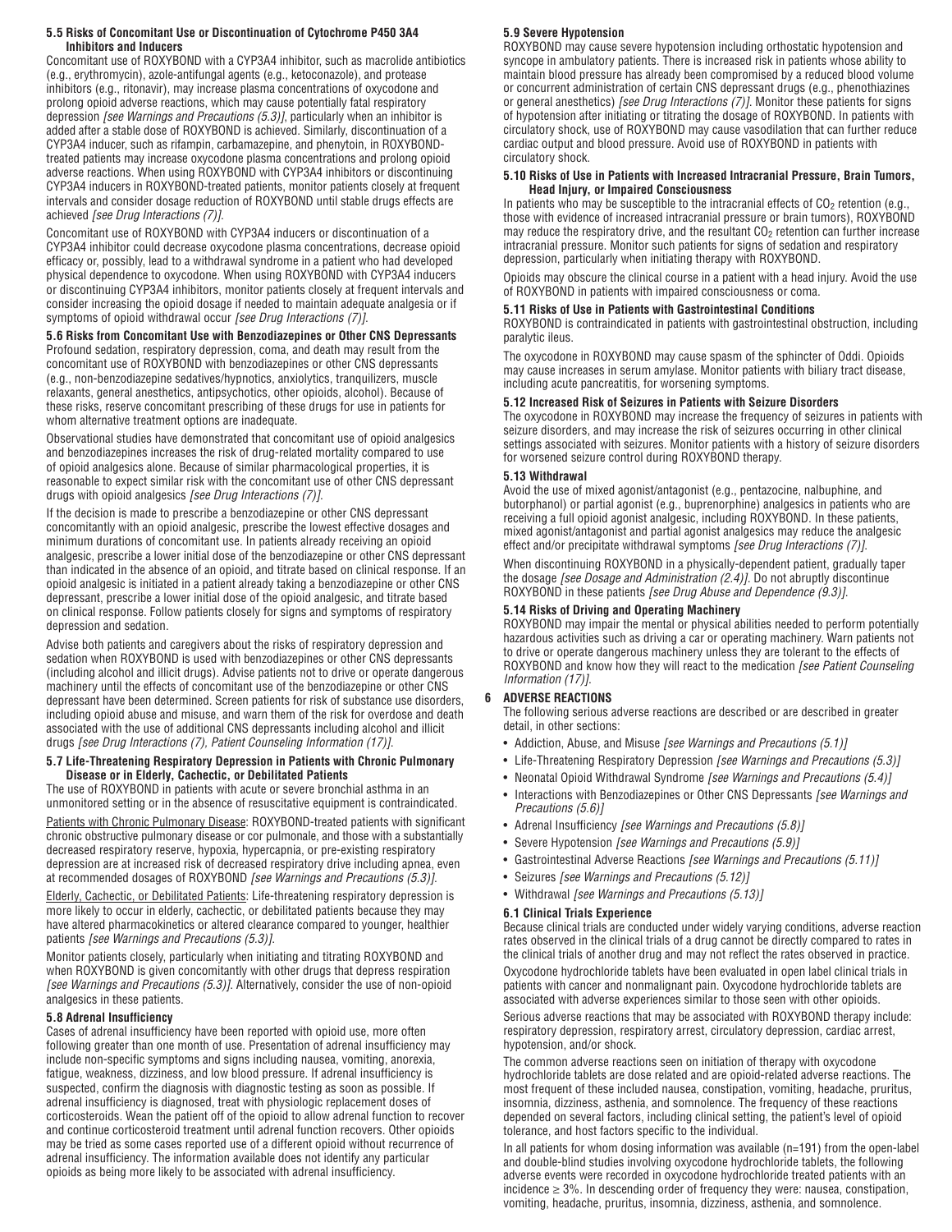### 5.5 Risks of Concomitant Use or Discontinuation of Cytochrome P450 3A4 Inhibitors and Inducers

Concomitant use of ROXYBOND with a CYP3A4 inhibitor, such as macrolide antibiotics (e.g., erythromycin), azole-antifungal agents (e.g., ketoconazole), and protease inhibitors (e.g., ritonavir), may increase plasma concentrations of oxycodone and prolong opioid adverse reactions, which may cause potentially fatal respiratory depression *[see Warnings and Precautions (5.3)]*, particularly when an inhibitor is added after a stable dose of ROXYBOND is achieved. Similarly, discontinuation of a CYP3A4 inducer, such as rifampin, carbamazepine, and phenytoin, in ROXYBOND-treated patients may increase oxycodone plasma concentrations and prolong opioid adverse reactions. When using ROXYBOND with CYP3A4 inhibitors or discontinuing CYP3A4 inducers in ROXYBOND-treated patients, monitor patients closely at frequent intervals and consider dosage reduction of ROXYBOND until stable drugs effects are achieved *[see Drug Interactions (7)]*.

Concomitant use of ROXYBOND with CYP3A4 inducers or discontinuation of a CYP3A4 inhibitor could decrease oxycodone plasma concentrations, decrease opioid efficacy or, possibly, lead to a withdrawal syndrome in a patient who had developed physical dependence to oxycodone. When using ROXYBOND with CYP3A4 inducers or discontinuing CYP3A4 inhibitors, monitor patients closely at frequent intervals and consider increasing the opioid dosage if needed to maintain adequate analgesia or if symptoms of opioid withdrawal occur *[see Drug Interactions (7)]*.

### 5.6 Risks from Concomitant Use with Benzodiazepines or Other CNS Depressants

Profound sedation, respiratory depression, coma, and death may result from the concomitant use of ROXYBOND with benzodiazepines or other CNS depressants (e.g., non-benzodiazepine sedatives/hypnotics, anxiolytics, tranquilizers, muscle relaxants, general anesthetics, antipsychotics, other opioids, alcohol). Because of these risks, reserve concomitant prescribing of these drugs for use in patients for whom alternative treatment options are inadequate.

Observational studies have demonstrated that concomitant use of opioid analgesics and benzodiazepines increases the risk of drug-related mortality compared to use of opioid analgesics alone. Because of similar pharmacological properties, it is reasonable to expect similar risk with the concomitant use of other CNS depressant drugs with opioid analgesics *[see Drug Interactions (7)]*.

If the decision is made to prescribe a benzodiazepine or other CNS depressant concomitantly with an opioid analgesic, prescribe the lowest effective dosages and minimum durations of concomitant use. In patients already receiving an opioid analgesic, prescribe a lower initial dose of the benzodiazepine or other CNS depressant than indicated in the absence of an opioid, and titrate based on clinical response. If an opioid analgesic is initiated in a patient already taking a benzodiazepine or other CNS depressant, prescribe a lower initial dose of the opioid analgesic, and titrate based on clinical response. Follow patients closely for signs and symptoms of respiratory depression and sedation.

Advise both patients and caregivers about the risks of respiratory depression and sedation when ROXYBOND is used with benzodiazepines or other CNS depressants (including alcohol and illicit drugs). Advise patients not to drive or operate dangerous machinery until the effects of concomitant use of the benzodiazepine or other CNS depressant have been determined. Screen patients for risk of substance use disorders, including opioid abuse and misuse, and warn them of the risk for overdose and death associated with the use of additional CNS depressants including alcohol and illicit drugs *[see Drug Interactions (7), Patient Counseling Information (17)]*.

### 5.7 Life-Threatening Respiratory Depression in Patients with Chronic Pulmonary Disease or in Elderly, Cachectic, or Debilitated Patients

The use of ROXYBOND in patients with acute or severe bronchial asthma in an unmonitored setting or in the absence of resuscitative equipment is contraindicated.

Patients with Chronic Pulmonary Disease: ROXYBOND-treated patients with significant chronic obstructive pulmonary disease or cor pulmonale, and those with a substantially decreased respiratory reserve, hypoxia, hypercapnia, or pre-existing respiratory depression are at increased risk of decreased respiratory drive including apnea, even at recommended dosages of ROXYBOND *[see Warnings and Precautions (5.3)]*.

Elderly, Cachectic, or Debilitated Patients: Life-threatening respiratory depression is more likely to occur in elderly, cachectic, or debilitated patients because they may have altered pharmacokinetics or altered clearance compared to younger, healthier patients *[see Warnings and Precautions (5.3)]*.

Monitor patients closely, particularly when initiating and titrating ROXYBOND and when ROXYBOND is given concomitantly with other drugs that depress respiration *[see Warnings and Precautions (5.3)]*. Alternatively, consider the use of non-opioid analgesics in these patients.

### 5.8 Adrenal Insufficiency

Cases of adrenal insufficiency have been reported with opioid use, more often following greater than one month of use. Presentation of adrenal insufficiency may include non-specific symptoms and signs including nausea, vomiting, anorexia, fatigue, weakness, dizziness, and low blood pressure. If adrenal insufficiency is suspected, confirm the diagnosis with diagnostic testing as soon as possible. If adrenal insufficiency is diagnosed, treat with physiologic replacement doses of corticosteroids. Wean the patient off of the opioid to allow adrenal function to recover and continue corticosteroid treatment until adrenal function recovers. Other opioids may be tried as some cases reported use of a different opioid without recurrence of adrenal insufficiency. The information available does not identify any particular opioids as being more likely to be associated with adrenal insufficiency.

### 5.9 Severe Hypotension

ROXYBOND may cause severe hypotension including orthostatic hypotension and syncope in ambulatory patients. There is increased risk in patients whose ability to maintain blood pressure has already been compromised by a reduced blood volume or concurrent administration of certain CNS depressant drugs (e.g., phenothiazines or general anesthetics) *[see Drug Interactions (7)]*. Monitor these patients for signs of hypotension after initiating or titrating the dosage of ROXYBOND. In patients with circulatory shock, use of ROXYBOND may cause vasodilation that can further reduce cardiac output and blood pressure. Avoid use of ROXYBOND in patients with circulatory shock.

### 5.10 Risks of Use in Patients with Increased Intracranial Pressure, Brain Tumors, Head Injury, or Impaired Consciousness

In patients who may be susceptible to the intracranial effects of $CO_2$ retention (e.g., those with evidence of increased intracranial pressure or brain tumors), ROXYBOND may reduce the respiratory drive, and the resultant $CO_2$ retention can further increase intracranial pressure. Monitor such patients for signs of sedation and respiratory depression, particularly when initiating therapy with ROXYBOND.

Opioids may obscure the clinical course in a patient with a head injury. Avoid the use of ROXYBOND in patients with impaired consciousness or coma.

### 5.11 Risks of Use in Patients with Gastrointestinal Conditions

ROXYBOND is contraindicated in patients with gastrointestinal obstruction, including paralytic ileus.

The oxycodone in ROXYBOND may cause spasm of the sphincter of Oddi. Opioids may cause increases in serum amylase. Monitor patients with biliary tract disease, including acute pancreatitis, for worsening symptoms.

### 5.12 Increased Risk of Seizures in Patients with Seizure Disorders

The oxycodone in ROXYBOND may increase the frequency of seizures in patients with seizure disorders, and may increase the risk of seizures occurring in other clinical settings associated with seizures. Monitor patients with a history of seizure disorders for worsened seizure control during ROXYBOND therapy.

### 5.13 Withdrawal

Avoid the use of mixed agonist/antagonist (e.g., pentazocine, nalbuphine, and butorphanol) or partial agonist (e.g., buprenorphine) analgesics in patients who are receiving a full opioid agonist analgesic, including ROXYBOND. In these patients, mixed agonist/antagonist and partial agonist analgesics may reduce the analgesic effect and/or precipitate withdrawal symptoms *[see Drug Interactions (7)]*.

When discontinuing ROXYBOND in a physically-dependent patient, gradually taper the dosage *[see Dosage and Administration (2.4)]*. Do not abruptly discontinue ROXYBOND in these patients *[see Drug Abuse and Dependence (9.3)]*.

### 5.14 Risks of Driving and Operating Machinery

ROXYBOND may impair the mental or physical abilities needed to perform potentially hazardous activities such as driving a car or operating machinery. Warn patients not to drive or operate dangerous machinery unless they are tolerant to the effects of ROXYBOND and know how they will react to the medication *[see Patient Counseling Information (17)]*.

## 6 ADVERSE REACTIONS

The following serious adverse reactions are described or are described in greater detail, in other sections:

- Addiction, Abuse, and Misuse *[see Warnings and Precautions (5.1)]*
- Life-Threatening Respiratory Depression *[see Warnings and Precautions (5.3)]*
- Neonatal Opioid Withdrawal Syndrome *[see Warnings and Precautions (5.4)]*
- Interactions with Benzodiazepines or Other CNS Depressants *[see Warnings and Precautions (5.6)]*
- Adrenal Insufficiency *[see Warnings and Precautions (5.8)]*
- Severe Hypotension *[see Warnings and Precautions (5.9)]*
- Gastrointestinal Adverse Reactions *[see Warnings and Precautions (5.11)]*
- Seizures *[see Warnings and Precautions (5.12)]*
- Withdrawal *[see Warnings and Precautions (5.13)]*

### 6.1 Clinical Trials Experience

Because clinical trials are conducted under widely varying conditions, adverse reaction rates observed in the clinical trials of a drug cannot be directly compared to rates in the clinical trials of another drug and may not reflect the rates observed in practice.

Oxycodone hydrochloride tablets have been evaluated in open label clinical trials in patients with cancer and nonmalignant pain. Oxycodone hydrochloride tablets are associated with adverse experiences similar to those seen with other opioids.

Serious adverse reactions that may be associated with ROXYBOND therapy include: respiratory depression, respiratory arrest, circulatory depression, cardiac arrest, hypotension, and/or shock.

The common adverse reactions seen on initiation of therapy with oxycodone hydrochloride tablets are dose related and are opioid-related adverse reactions. The most frequent of these included nausea, constipation, vomiting, headache, pruritus, insomnia, dizziness, asthenia, and somnolence. The frequency of these reactions depended on several factors, including clinical setting, the patient's level of opioid tolerance, and host factors specific to the individual.

In all patients for whom dosing information was available (n=191) from the open-label and double-blind studies involving oxycodone hydrochloride tablets, the following adverse events were recorded in oxycodone hydrochloride treated patients with an incidence ≥ 3%. In descending order of frequency they were: nausea, constipation, vomiting, headache, pruritus, insomnia, dizziness, asthenia, and somnolence.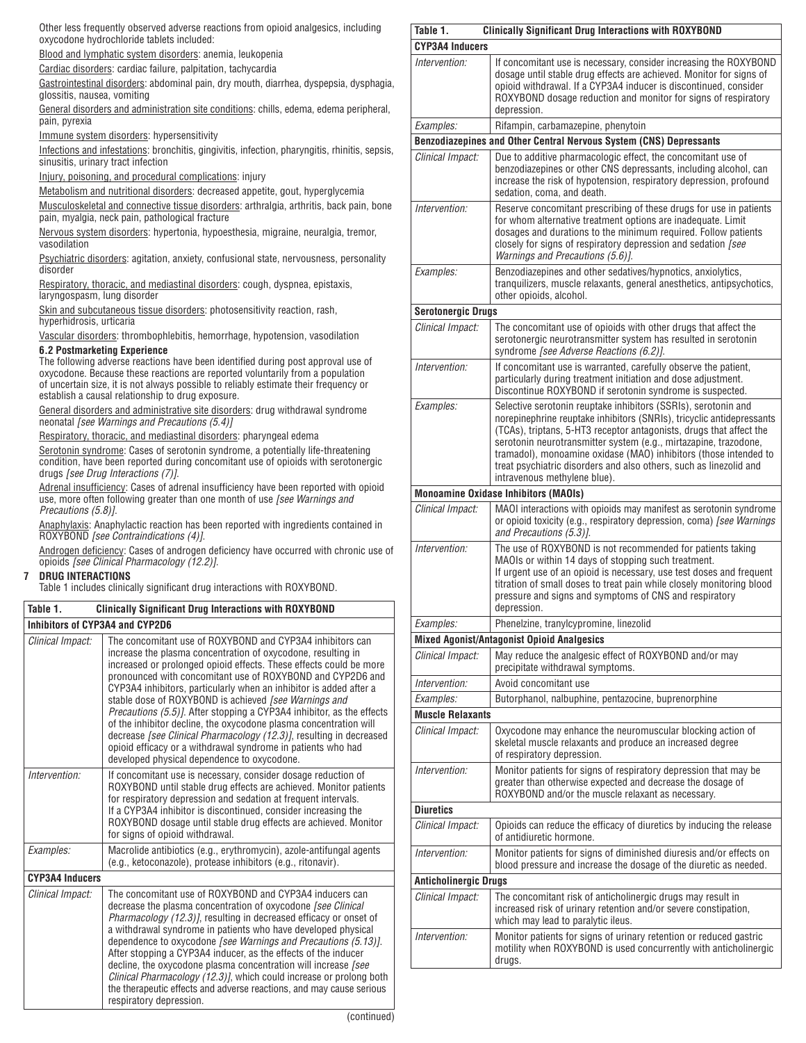Other less frequently observed adverse reactions from opioid analgesics, including oxycodone hydrochloride tablets included:

Blood and lymphatic system disorders: anemia, leukopenia

Cardiac disorders: cardiac failure, palpitation, tachycardia

Gastrointestinal disorders: abdominal pain, dry mouth, diarrhea, dyspepsia, dysphagia, glossitis, nausea, vomiting

General disorders and administration site conditions: chills, edema, edema peripheral, pain, pyrexia

Immune system disorders: hypersensitivity

Infections and infestations: bronchitis, gingivitis, infection, pharyngitis, rhinitis, sepsis, sinusitis, urinary tract infection

Injury, poisoning, and procedural complications: injury

Metabolism and nutritional disorders: decreased appetite, gout, hyperglycemia

Musculoskeletal and connective tissue disorders: arthralgia, arthritis, back pain, bone pain, myalgia, neck pain, pathological fracture

Nervous system disorders: hypertonia, hypoesthesia, migraine, neuralgia, tremor, vasodilation

Psychiatric disorders: agitation, anxiety, confusional state, nervousness, personality disorder

Respiratory, thoracic, and mediastinal disorders: cough, dyspnea, epistaxis, laryngospasm, lung disorder

Skin and subcutaneous tissue disorders: photosensitivity reaction, rash, hyperhidrosis, urticaria

Vascular disorders: thrombophlebitis, hemorrhage, hypotension, vasodilation

### 6.2 Postmarketing Experience

The following adverse reactions have been identified during post approval use of oxycodone. Because these reactions are reported voluntarily from a population of uncertain size, it is not always possible to reliably estimate their frequency or establish a causal relationship to drug exposure.

General disorders and administrative site disorders: drug withdrawal syndrome neonatal *[see Warnings and Precautions (5.4)]*

Respiratory, thoracic, and mediastinal disorders: pharyngeal edema

Serotonin syndrome: Cases of serotonin syndrome, a potentially life-threatening condition, have been reported during concomitant use of opioids with serotonergic drugs *[see Drug Interactions (7)]*.

Adrenal insufficiency: Cases of adrenal insufficiency have been reported with opioid use, more often following greater than one month of use *[see Warnings and Precautions (5.8)]*.

Anaphylaxis: Anaphylactic reaction has been reported with ingredients contained in ROXYBOND *[see Contraindications (4)]*.

Androgen deficiency: Cases of androgen deficiency have occurred with chronic use of opioids *[see Clinical Pharmacology (12.2)]*.

## 7 DRUG INTERACTIONS

Table 1 includes clinically significant drug interactions with ROXYBOND.

| Table 1. Clinically Significant Drug Interactions with ROXYBOND | |
|---|---|
| **Inhibitors of CYP3A4 and CYP2D6** | |
| *Clinical Impact:* | The concomitant use of ROXYBOND and CYP3A4 inhibitors can increase the plasma concentration of oxycodone, resulting in increased or prolonged opioid effects. These effects could be more pronounced with concomitant use of ROXYBOND and CYP2D6 and CYP3A4 inhibitors, particularly when an inhibitor is added after a stable dose of ROXYBOND is achieved *[see Warnings and Precautions (5.5)]*. After stopping a CYP3A4 inhibitor, as the effects of the inhibitor decline, the oxycodone plasma concentration will decrease *[see Clinical Pharmacology (12.3)]*, resulting in decreased opioid efficacy or a withdrawal syndrome in patients who had developed physical dependence to oxycodone. |
| *Intervention:* | If concomitant use is necessary, consider dosage reduction of ROXYBOND until stable drug effects are achieved. Monitor patients for respiratory depression and sedation at frequent intervals. If a CYP3A4 inhibitor is discontinued, consider increasing the ROXYBOND dosage until stable drug effects are achieved. Monitor for signs of opioid withdrawal. |
| *Examples:* | Macrolide antibiotics (e.g., erythromycin), azole-antifungal agents (e.g., ketoconazole), protease inhibitors (e.g., ritonavir). |
| **CYP3A4 Inducers** | |
| *Clinical Impact:* | The concomitant use of ROXYBOND and CYP3A4 inducers can decrease the plasma concentration of oxycodone *[see Clinical Pharmacology (12.3)]*, resulting in decreased efficacy or onset of a withdrawal syndrome in patients who have developed physical dependence to oxycodone *[see Warnings and Precautions (5.13)]*. After stopping a CYP3A4 inducer, as the effects of the inducer decline, the oxycodone plasma concentration will increase *[see Clinical Pharmacology (12.3)]*, which could increase or prolong both the therapeutic effects and adverse reactions, and may cause serious respiratory depression. |
| *Intervention:* | If concomitant use is necessary, consider increasing the ROXYBOND dosage until stable drug effects are achieved. Monitor for signs of opioid withdrawal. If a CYP3A4 inducer is discontinued, consider ROXYBOND dosage reduction and monitor for signs of respiratory depression. |
| *Examples:* | Rifampin, carbamazepine, phenytoin |
| **Benzodiazepines and Other Central Nervous System (CNS) Depressants** | |
| *Clinical Impact:* | Due to additive pharmacologic effect, the concomitant use of benzodiazepines or other CNS depressants, including alcohol, can increase the risk of hypotension, respiratory depression, profound sedation, coma, and death. |
| *Intervention:* | Reserve concomitant prescribing of these drugs for use in patients for whom alternative treatment options are inadequate. Limit dosages and durations to the minimum required. Follow patients closely for signs of respiratory depression and sedation *[see Warnings and Precautions (5.6)]*. |
| *Examples:* | Benzodiazepines and other sedatives/hypnotics, anxiolytics, tranquilizers, muscle relaxants, general anesthetics, antipsychotics, other opioids, alcohol. |
| **Serotonergic Drugs** | |
| *Clinical Impact:* | The concomitant use of opioids with other drugs that affect the serotonergic neurotransmitter system has resulted in serotonin syndrome *[see Adverse Reactions (6.2)]*. |
| *Intervention:* | If concomitant use is warranted, carefully observe the patient, particularly during treatment initiation and dose adjustment. Discontinue ROXYBOND if serotonin syndrome is suspected. |
| *Examples:* | Selective serotonin reuptake inhibitors (SSRIs), serotonin and norepinephrine reuptake inhibitors (SNRIs), tricyclic antidepressants (TCAs), triptans, 5-HT3 receptor antagonists, drugs that affect the serotonin neurotransmitter system (e.g., mirtazapine, trazodone, tramadol), monoamine oxidase (MAO) inhibitors (those intended to treat psychiatric disorders and also others, such as linezolid and intravenous methylene blue). |
| **Monoamine Oxidase Inhibitors (MAOIs)** | |
| *Clinical Impact:* | MAOI interactions with opioids may manifest as serotonin syndrome or opioid toxicity (e.g., respiratory depression, coma) *[see Warnings and Precautions (5.3)]*. |
| *Intervention:* | The use of ROXYBOND is not recommended for patients taking MAOIs or within 14 days of stopping such treatment. If urgent use of an opioid is necessary, use test doses and frequent titration of small doses to treat pain while closely monitoring blood pressure and signs and symptoms of CNS and respiratory depression. |
| *Examples:* | Phenelzine, tranylcypromine, linezolid |
| **Mixed Agonist/Antagonist Opioid Analgesics** | |
| *Clinical Impact:* | May reduce the analgesic effect of ROXYBOND and/or may precipitate withdrawal symptoms. |
| *Intervention:* | Avoid concomitant use |
| *Examples:* | Butorphanol, nalbuphine, pentazocine, buprenorphine |
| **Muscle Relaxants** | |
| *Clinical Impact:* | Oxycodone may enhance the neuromuscular blocking action of skeletal muscle relaxants and produce an increased degree of respiratory depression. |
| *Intervention:* | Monitor patients for signs of respiratory depression that may be greater than otherwise expected and decrease the dosage of ROXYBOND and/or the muscle relaxant as necessary. |
| **Diuretics** | |
| *Clinical Impact:* | Opioids can reduce the efficacy of diuretics by inducing the release of antidiuretic hormone. |
| *Intervention:* | Monitor patients for signs of diminished diuresis and/or effects on blood pressure and increase the dosage of the diuretic as needed. |
| **Anticholinergic Drugs** | |
| *Clinical Impact:* | The concomitant risk of anticholinergic drugs may result in increased risk of urinary retention and/or severe constipation, which may lead to paralytic ileus. |
| *Intervention:* | Monitor patients for signs of urinary retention or reduced gastric motility when ROXYBOND is used concurrently with anticholinergic drugs. |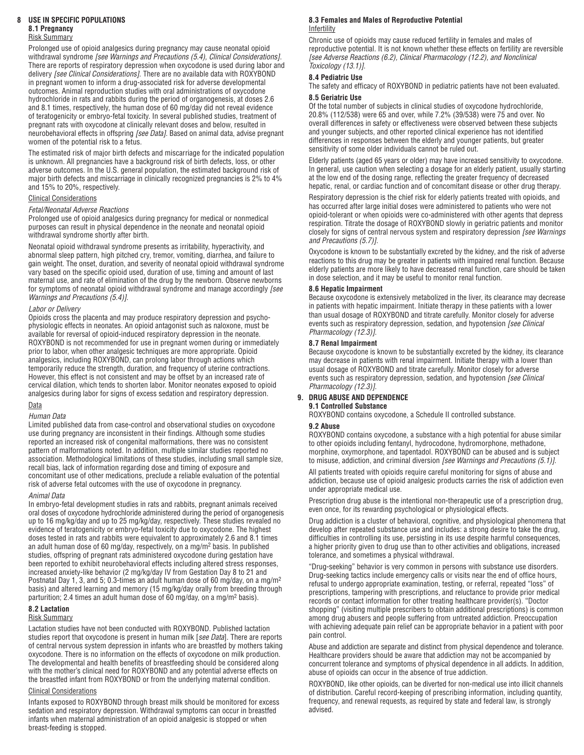# 8 USE IN SPECIFIC POPULATIONS

## 8.1 Pregnancy

Risk Summary

Prolonged use of opioid analgesics during pregnancy may cause neonatal opioid withdrawal syndrome *[see Warnings and Precautions (5.4), Clinical Considerations]*. There are reports of respiratory depression when oxycodone is used during labor and delivery *[see Clinical Considerations]*. There are no available data with ROXYBOND in pregnant women to inform a drug-associated risk for adverse developmental outcomes. Animal reproduction studies with oral administrations of oxycodone hydrochloride in rats and rabbits during the period of organogenesis, at doses 2.6 and 8.1 times, respectively, the human dose of 60 mg/day did not reveal evidence of teratogenicity or embryo-fetal toxicity. In several published studies, treatment of pregnant rats with oxycodone at clinically relevant doses and below, resulted in neurobehavioral effects in offspring *[see Data]*. Based on animal data, advise pregnant women of the potential risk to a fetus.

The estimated risk of major birth defects and miscarriage for the indicated population is unknown. All pregnancies have a background risk of birth defects, loss, or other adverse outcomes. In the U.S. general population, the estimated background risk of major birth defects and miscarriage in clinically recognized pregnancies is 2% to 4% and 15% to 20%, respectively.

Clinical Considerations

*Fetal/Neonatal Adverse Reactions*

Prolonged use of opioid analgesics during pregnancy for medical or nonmedical purposes can result in physical dependence in the neonate and neonatal opioid withdrawal syndrome shortly after birth.

Neonatal opioid withdrawal syndrome presents as irritability, hyperactivity, and abnormal sleep pattern, high pitched cry, tremor, vomiting, diarrhea, and failure to gain weight. The onset, duration, and severity of neonatal opioid withdrawal syndrome vary based on the specific opioid used, duration of use, timing and amount of last maternal use, and rate of elimination of the drug by the newborn. Observe newborns for symptoms of neonatal opioid withdrawal syndrome and manage accordingly *[see Warnings and Precautions (5.4)]*.

*Labor or Delivery*

Opioids cross the placenta and may produce respiratory depression and psycho-physiologic effects in neonates. An opioid antagonist such as naloxone, must be available for reversal of opioid-induced respiratory depression in the neonate. ROXYBOND is not recommended for use in pregnant women during or immediately prior to labor, when other analgesic techniques are more appropriate. Opioid analgesics, including ROXYBOND, can prolong labor through actions which temporarily reduce the strength, duration, and frequency of uterine contractions. However, this effect is not consistent and may be offset by an increased rate of cervical dilation, which tends to shorten labor. Monitor neonates exposed to opioid analgesics during labor for signs of excess sedation and respiratory depression.

Data

*Human Data*

Limited published data from case-control and observational studies on oxycodone use during pregnancy are inconsistent in their findings. Although some studies reported an increased risk of congenital malformations, there was no consistent pattern of malformations noted. In addition, multiple similar studies reported no association. Methodological limitations of these studies, including small sample size, recall bias, lack of information regarding dose and timing of exposure and concomitant use of other medications, preclude a reliable evaluation of the potential risk of adverse fetal outcomes with the use of oxycodone in pregnancy.

*Animal Data*

In embryo-fetal development studies in rats and rabbits, pregnant animals received oral doses of oxycodone hydrochloride administered during the period of organogenesis up to 16 mg/kg/day and up to 25 mg/kg/day, respectively. These studies revealed no evidence of teratogenicity or embryo-fetal toxicity due to oxycodone. The highest doses tested in rats and rabbits were equivalent to approximately 2.6 and 8.1 times an adult human dose of 60 mg/day, respectively, on a mg/m$^2$ basis. In published studies, offspring of pregnant rats administered oxycodone during gestation have been reported to exhibit neurobehavioral effects including altered stress responses, increased anxiety-like behavior (2 mg/kg/day IV from Gestation Day 8 to 21 and Postnatal Day 1, 3, and 5; 0.3-times an adult human dose of 60 mg/day, on a mg/m$^2$ basis) and altered learning and memory (15 mg/kg/day orally from breeding through parturition; 2.4 times an adult human dose of 60 mg/day, on a mg/m$^2$ basis).

## 8.2 Lactation

Risk Summary

Lactation studies have not been conducted with ROXYBOND. Published lactation studies report that oxycodone is present in human milk [*see Data*]. There are reports of central nervous system depression in infants who are breastfed by mothers taking oxycodone. There is no information on the effects of oxycodone on milk production. The developmental and health benefits of breastfeeding should be considered along with the mother's clinical need for ROXYBOND and any potential adverse effects on the breastfed infant from ROXYBOND or from the underlying maternal condition.

Clinical Considerations

Infants exposed to ROXYBOND through breast milk should be monitored for excess sedation and respiratory depression. Withdrawal symptoms can occur in breastfed infants when maternal administration of an opioid analgesic is stopped or when breast-feeding is stopped.

## 8.3 Females and Males of Reproductive Potential

Infertility

Chronic use of opioids may cause reduced fertility in females and males of reproductive potential. It is not known whether these effects on fertility are reversible *[see Adverse Reactions (6.2), Clinical Pharmacology (12.2), and Nonclinical Toxicology (13.1)]*.

## 8.4 Pediatric Use

The safety and efficacy of ROXYBOND in pediatric patients have not been evaluated.

## 8.5 Geriatric Use

Of the total number of subjects in clinical studies of oxycodone hydrochloride, 20.8% (112/538) were 65 and over, while 7.2% (39/538) were 75 and over. No overall differences in safety or effectiveness were observed between these subjects and younger subjects, and other reported clinical experience has not identified differences in responses between the elderly and younger patients, but greater sensitivity of some older individuals cannot be ruled out.

Elderly patients (aged 65 years or older) may have increased sensitivity to oxycodone. In general, use caution when selecting a dosage for an elderly patient, usually starting at the low end of the dosing range, reflecting the greater frequency of decreased hepatic, renal, or cardiac function and of concomitant disease or other drug therapy.

Respiratory depression is the chief risk for elderly patients treated with opioids, and has occurred after large initial doses were administered to patients who were not opioid-tolerant or when opioids were co-administered with other agents that depress respiration. Titrate the dosage of ROXYBOND slowly in geriatric patients and monitor closely for signs of central nervous system and respiratory depression *[see Warnings and Precautions (5.7)]*.

Oxycodone is known to be substantially excreted by the kidney, and the risk of adverse reactions to this drug may be greater in patients with impaired renal function. Because elderly patients are more likely to have decreased renal function, care should be taken in dose selection, and it may be useful to monitor renal function.

## 8.6 Hepatic Impairment

Because oxycodone is extensively metabolized in the liver, its clearance may decrease in patients with hepatic impairment. Initiate therapy in these patients with a lower than usual dosage of ROXYBOND and titrate carefully. Monitor closely for adverse events such as respiratory depression, sedation, and hypotension *[see Clinical Pharmacology (12.3)]*.

## 8.7 Renal Impairment

Because oxycodone is known to be substantially excreted by the kidney, its clearance may decrease in patients with renal impairment. Initiate therapy with a lower than usual dosage of ROXYBOND and titrate carefully. Monitor closely for adverse events such as respiratory depression, sedation, and hypotension *[see Clinical Pharmacology (12.3)]*.

# 9. DRUG ABUSE AND DEPENDENCE

## 9.1 Controlled Substance

ROXYBOND contains oxycodone, a Schedule II controlled substance.

## 9.2 Abuse

ROXYBOND contains oxycodone, a substance with a high potential for abuse similar to other opioids including fentanyl, hydrocodone, hydromorphone, methadone, morphine, oxymorphone, and tapentadol. ROXYBOND can be abused and is subject to misuse, addiction, and criminal diversion *[see Warnings and Precautions (5.1)]*.

All patients treated with opioids require careful monitoring for signs of abuse and addiction, because use of opioid analgesic products carries the risk of addiction even under appropriate medical use.

Prescription drug abuse is the intentional non-therapeutic use of a prescription drug, even once, for its rewarding psychological or physiological effects.

Drug addiction is a cluster of behavioral, cognitive, and physiological phenomena that develop after repeated substance use and includes: a strong desire to take the drug, difficulties in controlling its use, persisting in its use despite harmful consequences, a higher priority given to drug use than to other activities and obligations, increased tolerance, and sometimes a physical withdrawal.

"Drug-seeking" behavior is very common in persons with substance use disorders. Drug-seeking tactics include emergency calls or visits near the end of office hours, refusal to undergo appropriate examination, testing, or referral, repeated "loss" of prescriptions, tampering with prescriptions, and reluctance to provide prior medical records or contact information for other treating healthcare provider(s). "Doctor shopping" (visiting multiple prescribers to obtain additional prescriptions) is common among drug abusers and people suffering from untreated addiction. Preoccupation with achieving adequate pain relief can be appropriate behavior in a patient with poor pain control.

Abuse and addiction are separate and distinct from physical dependence and tolerance. Healthcare providers should be aware that addiction may not be accompanied by concurrent tolerance and symptoms of physical dependence in all addicts. In addition, abuse of opioids can occur in the absence of true addiction.

ROXYBOND, like other opioids, can be diverted for non-medical use into illicit channels of distribution. Careful record-keeping of prescribing information, including quantity, frequency, and renewal requests, as required by state and federal law, is strongly advised.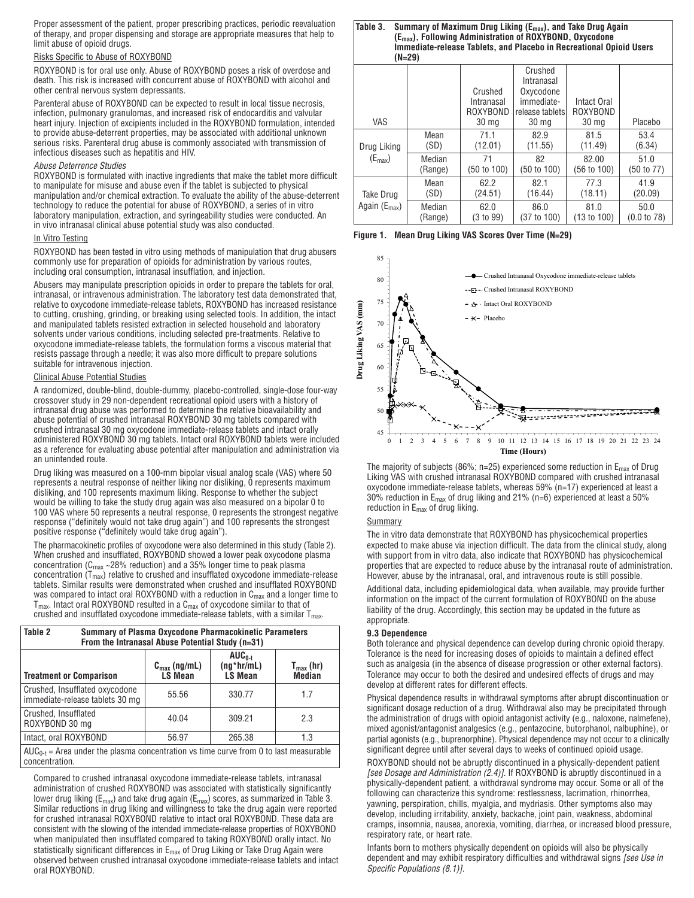Proper assessment of the patient, proper prescribing practices, periodic reevaluation of therapy, and proper dispensing and storage are appropriate measures that help to limit abuse of opioid drugs.

Risks Specific to Abuse of ROXYBOND

ROXYBOND is for oral use only. Abuse of ROXYBOND poses a risk of overdose and death. This risk is increased with concurrent abuse of ROXYBOND with alcohol and other central nervous system depressants.

Parenteral abuse of ROXYBOND can be expected to result in local tissue necrosis, infection, pulmonary granulomas, and increased risk of endocarditis and valvular heart injury. Injection of excipients included in the ROXYBOND formulation, intended to provide abuse-deterrent properties, may be associated with additional unknown serious risks. Parenteral drug abuse is commonly associated with transmission of infectious diseases such as hepatitis and HIV.

*Abuse Deterrence Studies*

ROXYBOND is formulated with inactive ingredients that make the tablet more difficult to manipulate for misuse and abuse even if the tablet is subjected to physical manipulation and/or chemical extraction. To evaluate the ability of the abuse-deterrent technology to reduce the potential for abuse of ROXYBOND, a series of in vitro laboratory manipulation, extraction, and syringeability studies were conducted. An in vivo intranasal clinical abuse potential study was also conducted.

In Vitro Testing

ROXYBOND has been tested in vitro using methods of manipulation that drug abusers commonly use for preparation of opioids for administration by various routes, including oral consumption, intranasal insufflation, and injection.

Abusers may manipulate prescription opioids in order to prepare the tablets for oral, intranasal, or intravenous administration. The laboratory test data demonstrated that, relative to oxycodone immediate-release tablets, ROXYBOND has increased resistance to cutting, crushing, grinding, or breaking using selected tools. In addition, the intact and manipulated tablets resisted extraction in selected household and laboratory solvents under various conditions, including selected pre-treatments. Relative to oxycodone immediate-release tablets, the formulation forms a viscous material that resists passage through a needle; it was also more difficult to prepare solutions suitable for intravenous injection.

Clinical Abuse Potential Studies

A randomized, double-blind, double-dummy, placebo-controlled, single-dose four-way crossover study in 29 non-dependent recreational opioid users with a history of intranasal drug abuse was performed to determine the relative bioavailability and abuse potential of crushed intranasal ROXYBOND 30 mg tablets compared with crushed intranasal 30 mg oxycodone immediate-release tablets and intact orally administered ROXYBOND 30 mg tablets. Intact oral ROXYBOND tablets were included as a reference for evaluating abuse potential after manipulation and administration via an unintended route.

Drug liking was measured on a 100-mm bipolar visual analog scale (VAS) where 50 represents a neutral response of neither liking nor disliking, 0 represents maximum disliking, and 100 represents maximum liking. Response to whether the subject would be willing to take the study drug again was also measured on a bipolar 0 to 100 VAS where 50 represents a neutral response, 0 represents the strongest negative response ("definitely would not take drug again") and 100 represents the strongest positive response ("definitely would take drug again").

The pharmacokinetic profiles of oxycodone were also determined in this study (Table 2). When crushed and insufflated, ROXYBOND showed a lower peak oxycodone plasma concentration ($C_{max}$ ~28% reduction) and a 35% longer time to peak plasma concentration ($T_{max}$) relative to crushed and insufflated oxycodone immediate-release tablets. Similar results were demonstrated when crushed and insufflated ROXYBOND was compared to intact oral ROXYBOND with a reduction in $C_{max}$ and a longer time to $T_{max}$. Intact oral ROXYBOND resulted in a $C_{max}$ of oxycodone similar to that of crushed and insufflated oxycodone immediate-release tablets, with a similar $T_{max}$.

**Table 2 Summary of Plasma Oxycodone Pharmacokinetic Parameters From the Intranasal Abuse Potential Study (n=31)**

| Treatment or Comparison | $C_{max}$ (ng/mL) LS Mean | $AUC_{0-t}$ (ng*hr/mL) LS Mean | $T_{max}$ (hr) Median |
|---|---|---|---|
| Crushed, Insufflated oxycodone immediate-release tablets 30 mg | 55.56 | 330.77 | 1.7 |
| Crushed, Insufflated ROXYBOND 30 mg | 40.04 | 309.21 | 2.3 |
| Intact, oral ROXYBOND | 56.97 | 265.38 | 1.3 |

$AUC_{0-t}$ = Area under the plasma concentration vs time curve from 0 to last measurable concentration.

Compared to crushed intranasal oxycodone immediate-release tablets, intranasal administration of crushed ROXYBOND was associated with statistically significantly lower drug liking ($E_{max}$) and take drug again ($E_{max}$) scores, as summarized in Table 3. Similar reductions in drug liking and willingness to take the drug again were reported for crushed intranasal ROXYBOND relative to intact oral ROXYBOND. These data are consistent with the slowing of the intended immediate-release properties of ROXYBOND when manipulated then insufflated compared to taking ROXYBOND orally intact. No statistically significant differences in $E_{max}$ of Drug Liking or Take Drug Again were observed between crushed intranasal oxycodone immediate-release tablets and intact oral ROXYBOND.

**Table 3. Summary of Maximum Drug Liking ($E_{max}$), and Take Drug Again ($E_{max}$), Following Administration of ROXYBOND, Oxycodone Immediate-release Tablets, and Placebo in Recreational Opioid Users (N=29)**

| VAS | | Crushed Intranasal ROXYBOND 30 mg | Crushed Intranasal Oxycodone immediate-release tablets 30 mg | Intact Oral ROXYBOND 30 mg | Placebo |
|---|---|---|---|---|---|
| Drug Liking ($E_{max}$) | Mean (SD) | 71.1 (12.01) | 82.9 (11.55) | 81.5 (11.49) | 53.4 (6.34) |
| | Median (Range) | 71 (50 to 100) | 82 (50 to 100) | 82.00 (56 to 100) | 51.0 (50 to 77) |
| Take Drug Again ($E_{max}$) | Mean (SD) | 62.2 (24.51) | 82.1 (16.44) | 77.3 (18.11) | 41.9 (20.09) |
| | Median (Range) | 62.0 (3 to 99) | 86.0 (37 to 100) | 81.0 (13 to 100) | 50.0 (0.0 to 78) |

**Figure 1. Mean Drug Liking VAS Scores Over Time (N=29)**

The majority of subjects (86%; n=25) experienced some reduction in $E_{max}$ of Drug Liking VAS with crushed intranasal ROXYBOND compared with crushed intranasal oxycodone immediate-release tablets, whereas 59% (n=17) experienced at least a 30% reduction in $E_{max}$ of drug liking and 21% (n=6) experienced at least a 50% reduction in $E_{max}$ of drug liking.

Summary

The in vitro data demonstrate that ROXYBOND has physicochemical properties expected to make abuse via injection difficult. The data from the clinical study, along with support from in vitro data, also indicate that ROXYBOND has physicochemical properties that are expected to reduce abuse by the intranasal route of administration. However, abuse by the intranasal, oral, and intravenous route is still possible.

Additional data, including epidemiological data, when available, may provide further information on the impact of the current formulation of ROXYBOND on the abuse liability of the drug. Accordingly, this section may be updated in the future as appropriate.

### 9.3 Dependence

Both tolerance and physical dependence can develop during chronic opioid therapy. Tolerance is the need for increasing doses of opioids to maintain a defined effect such as analgesia (in the absence of disease progression or other external factors). Tolerance may occur to both the desired and undesired effects of drugs and may develop at different rates for different effects.

Physical dependence results in withdrawal symptoms after abrupt discontinuation or significant dosage reduction of a drug. Withdrawal also may be precipitated through the administration of drugs with opioid antagonist activity (e.g., naloxone, nalmefene), mixed agonist/antagonist analgesics (e.g., pentazocine, butorphanol, nalbuphine), or partial agonists (e.g., buprenorphine). Physical dependence may not occur to a clinically significant degree until after several days to weeks of continued opioid usage.

ROXYBOND should not be abruptly discontinued in a physically-dependent patient *[see Dosage and Administration (2.4)]*. If ROXYBOND is abruptly discontinued in a physically-dependent patient, a withdrawal syndrome may occur. Some or all of the following can characterize this syndrome: restlessness, lacrimation, rhinorrhea, yawning, perspiration, chills, myalgia, and mydriasis. Other symptoms also may develop, including irritability, anxiety, backache, joint pain, weakness, abdominal cramps, insomnia, nausea, anorexia, vomiting, diarrhea, or increased blood pressure, respiratory rate, or heart rate.

Infants born to mothers physically dependent on opioids will also be physically dependent and may exhibit respiratory difficulties and withdrawal signs *[see Use in Specific Populations (8.1)]*.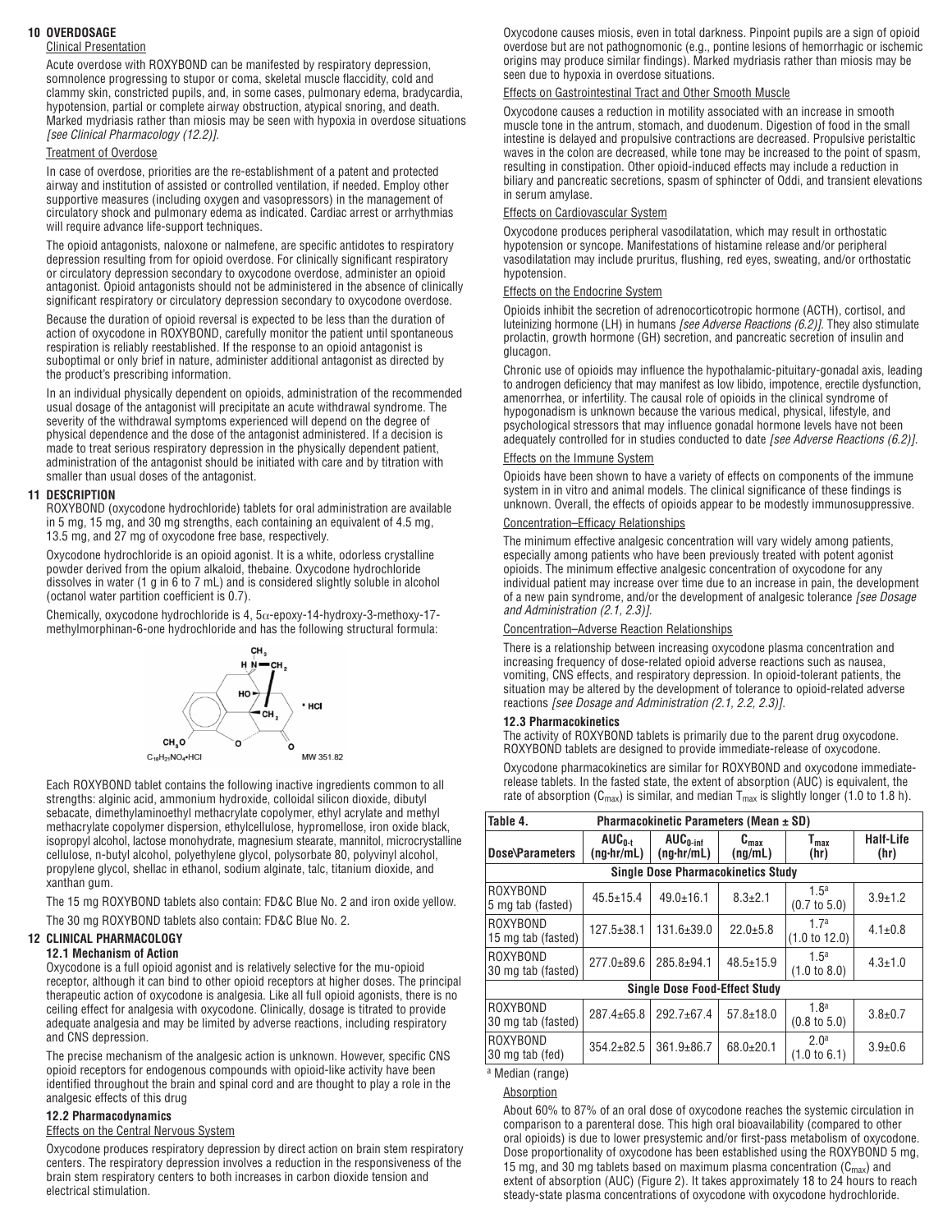## 10 OVERDOSAGE

### Clinical Presentation

Acute overdose with ROXYBOND can be manifested by respiratory depression, somnolence progressing to stupor or coma, skeletal muscle flaccidity, cold and clammy skin, constricted pupils, and, in some cases, pulmonary edema, bradycardia, hypotension, partial or complete airway obstruction, atypical snoring, and death. Marked mydriasis rather than miosis may be seen with hypoxia in overdose situations *[see Clinical Pharmacology (12.2)]*.

### Treatment of Overdose

In case of overdose, priorities are the re-establishment of a patent and protected airway and institution of assisted or controlled ventilation, if needed. Employ other supportive measures (including oxygen and vasopressors) in the management of circulatory shock and pulmonary edema as indicated. Cardiac arrest or arrhythmias will require advance life-support techniques.

The opioid antagonists, naloxone or nalmefene, are specific antidotes to respiratory depression resulting from for opioid overdose. For clinically significant respiratory or circulatory depression secondary to oxycodone overdose, administer an opioid antagonist. Opioid antagonists should not be administered in the absence of clinically significant respiratory or circulatory depression secondary to oxycodone overdose.

Because the duration of opioid reversal is expected to be less than the duration of action of oxycodone in ROXYBOND, carefully monitor the patient until spontaneous respiration is reliably reestablished. If the response to an opioid antagonist is suboptimal or only brief in nature, administer additional antagonist as directed by the product's prescribing information.

In an individual physically dependent on opioids, administration of the recommended usual dosage of the antagonist will precipitate an acute withdrawal syndrome. The severity of the withdrawal symptoms experienced will depend on the degree of physical dependence and the dose of the antagonist administered. If a decision is made to treat serious respiratory depression in the physically dependent patient, administration of the antagonist should be initiated with care and by titration with smaller than usual doses of the antagonist.

## 11 DESCRIPTION

ROXYBOND (oxycodone hydrochloride) tablets for oral administration are available in 5 mg, 15 mg, and 30 mg strengths, each containing an equivalent of 4.5 mg, 13.5 mg, and 27 mg of oxycodone free base, respectively.

Oxycodone hydrochloride is an opioid agonist. It is a white, odorless crystalline powder derived from the opium alkaloid, thebaine. Oxycodone hydrochloride dissolves in water (1 g in 6 to 7 mL) and is considered slightly soluble in alcohol (octanol water partition coefficient is 0.7).

Chemically, oxycodone hydrochloride is 4, 5α-epoxy-14-hydroxy-3-methoxy-17-methylmorphinan-6-one hydrochloride and has the following structural formula:

$C_{18}H_{21}NO_4 \cdot HCl$ MW 351.82

Each ROXYBOND tablet contains the following inactive ingredients common to all strengths: alginic acid, ammonium hydroxide, colloidal silicon dioxide, dibutyl sebacate, dimethylaminoethyl methacrylate copolymer, ethyl acrylate and methyl methacrylate copolymer dispersion, ethylcellulose, hypromellose, iron oxide black, isopropyl alcohol, lactose monohydrate, magnesium stearate, mannitol, microcrystalline cellulose, n-butyl alcohol, polyethylene glycol, polysorbate 80, polyvinyl alcohol, propylene glycol, shellac in ethanol, sodium alginate, talc, titanium dioxide, and xanthan gum.

The 15 mg ROXYBOND tablets also contain: FD&C Blue No. 2 and iron oxide yellow.

The 30 mg ROXYBOND tablets also contain: FD&C Blue No. 2.

## 12 CLINICAL PHARMACOLOGY

### 12.1 Mechanism of Action

Oxycodone is a full opioid agonist and is relatively selective for the mu-opioid receptor, although it can bind to other opioid receptors at higher doses. The principal therapeutic action of oxycodone is analgesia. Like all full opioid agonists, there is no ceiling effect for analgesia with oxycodone. Clinically, dosage is titrated to provide adequate analgesia and may be limited by adverse reactions, including respiratory and CNS depression.

The precise mechanism of the analgesic action is unknown. However, specific CNS opioid receptors for endogenous compounds with opioid-like activity have been identified throughout the brain and spinal cord and are thought to play a role in the analgesic effects of this drug

### 12.2 Pharmacodynamics

#### Effects on the Central Nervous System

Oxycodone produces respiratory depression by direct action on brain stem respiratory centers. The respiratory depression involves a reduction in the responsiveness of the brain stem respiratory centers to both increases in carbon dioxide tension and electrical stimulation.

Oxycodone causes miosis, even in total darkness. Pinpoint pupils are a sign of opioid overdose but are not pathognomonic (e.g., pontine lesions of hemorrhagic or ischemic origins may produce similar findings). Marked mydriasis rather than miosis may be seen due to hypoxia in overdose situations.

#### Effects on Gastrointestinal Tract and Other Smooth Muscle

Oxycodone causes a reduction in motility associated with an increase in smooth muscle tone in the antrum, stomach, and duodenum. Digestion of food in the small intestine is delayed and propulsive contractions are decreased. Propulsive peristaltic waves in the colon are decreased, while tone may be increased to the point of spasm, resulting in constipation. Other opioid-induced effects may include a reduction in biliary and pancreatic secretions, spasm of sphincter of Oddi, and transient elevations in serum amylase.

#### Effects on Cardiovascular System

Oxycodone produces peripheral vasodilatation, which may result in orthostatic hypotension or syncope. Manifestations of histamine release and/or peripheral vasodilatation may include pruritus, flushing, red eyes, sweating, and/or orthostatic hypotension.

#### Effects on the Endocrine System

Opioids inhibit the secretion of adrenocorticotropic hormone (ACTH), cortisol, and luteinizing hormone (LH) in humans *[see Adverse Reactions (6.2)]*. They also stimulate prolactin, growth hormone (GH) secretion, and pancreatic secretion of insulin and glucagon.

Chronic use of opioids may influence the hypothalamic-pituitary-gonadal axis, leading to androgen deficiency that may manifest as low libido, impotence, erectile dysfunction, amenorrhea, or infertility. The causal role of opioids in the clinical syndrome of hypogonadism is unknown because the various medical, physical, lifestyle, and psychological stressors that may influence gonadal hormone levels have not been adequately controlled for in studies conducted to date *[see Adverse Reactions (6.2)]*.

#### Effects on the Immune System

Opioids have been shown to have a variety of effects on components of the immune system in in vitro and animal models. The clinical significance of these findings is unknown. Overall, the effects of opioids appear to be modestly immunosuppressive.

#### Concentration–Efficacy Relationships

The minimum effective analgesic concentration will vary widely among patients, especially among patients who have been previously treated with potent agonist opioids. The minimum effective analgesic concentration of oxycodone for any individual patient may increase over time due to an increase in pain, the development of a new pain syndrome, and/or the development of analgesic tolerance *[see Dosage and Administration (2.1, 2.3)]*.

#### Concentration–Adverse Reaction Relationships

There is a relationship between increasing oxycodone plasma concentration and increasing frequency of dose-related opioid adverse reactions such as nausea, vomiting, CNS effects, and respiratory depression. In opioid-tolerant patients, the situation may be altered by the development of tolerance to opioid-related adverse reactions *[see Dosage and Administration (2.1, 2.2, 2.3)]*.

### 12.3 Pharmacokinetics

The activity of ROXYBOND tablets is primarily due to the parent drug oxycodone. ROXYBOND tablets are designed to provide immediate-release of oxycodone.

Oxycodone pharmacokinetics are similar for ROXYBOND and oxycodone immediate-release tablets. In the fasted state, the extent of absorption (AUC) is equivalent, the rate of absorption ($C_{max}$) is similar, and median $T_{max}$ is slightly longer (1.0 to 1.8 h).

**Table 4. Pharmacokinetic Parameters (Mean ± SD)**

| Dose\Parameters | $AUC_{0-t}$ (ng·hr/mL) | $AUC_{0-inf}$ (ng·hr/mL) | $C_{max}$ (ng/mL) | $T_{max}$ (hr) | Half-Life (hr) |
|---|---|---|---|---|---|
| **Single Dose Pharmacokinetics Study** | | | | | |
| ROXYBOND 5 mg tab (fasted) | 45.5±15.4 | 49.0±16.1 | 8.3±2.1 | 1.5[a] (0.7 to 5.0) | 3.9±1.2 |
| ROXYBOND 15 mg tab (fasted) | 127.5±38.1 | 131.6±39.0 | 22.0±5.8 | 1.7[a] (1.0 to 12.0) | 4.1±0.8 |
| ROXYBOND 30 mg tab (fasted) | 277.0±89.6 | 285.8±94.1 | 48.5±15.9 | 1.5[a] (1.0 to 8.0) | 4.3±1.0 |
| **Single Dose Food-Effect Study** | | | | | |
| ROXYBOND 30 mg tab (fasted) | 287.4±65.8 | 292.7±67.4 | 57.8±18.0 | 1.8[a] (0.8 to 5.0) | 3.8±0.7 |
| ROXYBOND 30 mg tab (fed) | 354.2±82.5 | 361.9±86.7 | 68.0±20.1 | 2.0[a] (1.0 to 6.1) | 3.9±0.6 |

[a] Median (range)

#### Absorption

About 60% to 87% of an oral dose of oxycodone reaches the systemic circulation in comparison to a parenteral dose. This high oral bioavailability (compared to other oral opioids) is due to lower presystemic and/or first-pass metabolism of oxycodone. Dose proportionality of oxycodone has been established using the ROXYBOND 5 mg, 15 mg, and 30 mg tablets based on maximum plasma concentration ($C_{max}$) and extent of absorption (AUC) (Figure 2). It takes approximately 18 to 24 hours to reach steady-state plasma concentrations of oxycodone with oxycodone hydrochloride.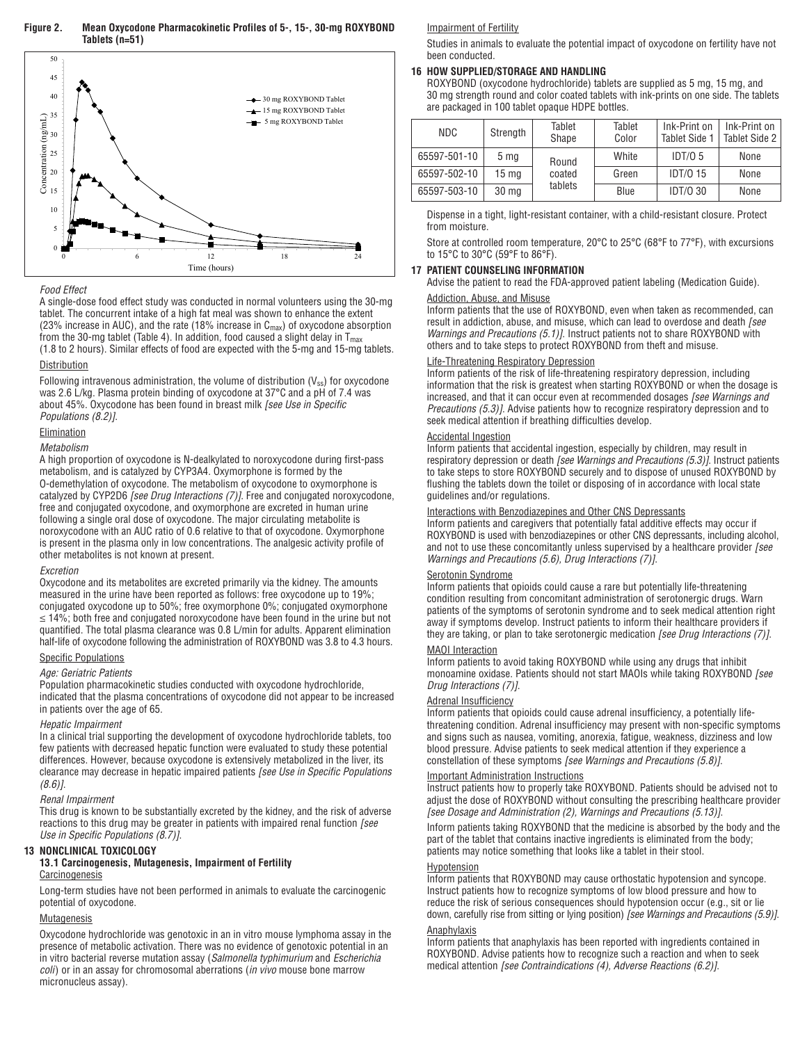**Figure 2. Mean Oxycodone Pharmacokinetic Profiles of 5-, 15-, 30-mg ROXYBOND Tablets (n=51)**

*Food Effect*

A single-dose food effect study was conducted in normal volunteers using the 30-mg tablet. The concurrent intake of a high fat meal was shown to enhance the extent (23% increase in AUC), and the rate (18% increase in $C_{max}$) of oxycodone absorption from the 30-mg tablet (Table 4). In addition, food caused a slight delay in $T_{max}$ (1.8 to 2 hours). Similar effects of food are expected with the 5-mg and 15-mg tablets.

Distribution

Following intravenous administration, the volume of distribution ($V_{ss}$) for oxycodone was 2.6 L/kg. Plasma protein binding of oxycodone at 37°C and a pH of 7.4 was about 45%. Oxycodone has been found in breast milk *[see Use in Specific Populations (8.2)]*.

Elimination

*Metabolism*

A high proportion of oxycodone is N-dealkylated to noroxycodone during first-pass metabolism, and is catalyzed by CYP3A4. Oxymorphone is formed by the O-demethylation of oxycodone. The metabolism of oxycodone to oxymorphone is catalyzed by CYP2D6 *[see Drug Interactions (7)]*. Free and conjugated noroxycodone, free and conjugated oxycodone, and oxymorphone are excreted in human urine following a single oral dose of oxycodone. The major circulating metabolite is noroxycodone with an AUC ratio of 0.6 relative to that of oxycodone. Oxymorphone is present in the plasma only in low concentrations. The analgesic activity profile of other metabolites is not known at present.

*Excretion*

Oxycodone and its metabolites are excreted primarily via the kidney. The amounts measured in the urine have been reported as follows: free oxycodone up to 19%; conjugated oxycodone up to 50%; free oxymorphone 0%; conjugated oxymorphone ≤ 14%; both free and conjugated noroxycodone have been found in the urine but not quantified. The total plasma clearance was 0.8 L/min for adults. Apparent elimination half-life of oxycodone following the administration of ROXYBOND was 3.8 to 4.3 hours.

Specific Populations

*Age: Geriatric Patients*

Population pharmacokinetic studies conducted with oxycodone hydrochloride, indicated that the plasma concentrations of oxycodone did not appear to be increased in patients over the age of 65.

*Hepatic Impairment*

In a clinical trial supporting the development of oxycodone hydrochloride tablets, too few patients with decreased hepatic function were evaluated to study these potential differences. However, because oxycodone is extensively metabolized in the liver, its clearance may decrease in hepatic impaired patients *[see Use in Specific Populations (8.6)]*.

*Renal Impairment*

This drug is known to be substantially excreted by the kidney, and the risk of adverse reactions to this drug may be greater in patients with impaired renal function *[see Use in Specific Populations (8.7)]*.

## 13 NONCLINICAL TOXICOLOGY

### 13.1 Carcinogenesis, Mutagenesis, Impairment of Fertility

Carcinogenesis

Long-term studies have not been performed in animals to evaluate the carcinogenic potential of oxycodone.

Mutagenesis

Oxycodone hydrochloride was genotoxic in an in vitro mouse lymphoma assay in the presence of metabolic activation. There was no evidence of genotoxic potential in an in vitro bacterial reverse mutation assay (*Salmonella typhimurium* and *Escherichia coli*) or in an assay for chromosomal aberrations (*in vivo* mouse bone marrow micronucleus assay).

Impairment of Fertility

Studies in animals to evaluate the potential impact of oxycodone on fertility have not been conducted.

## 16 HOW SUPPLIED/STORAGE AND HANDLING

ROXYBOND (oxycodone hydrochloride) tablets are supplied as 5 mg, 15 mg, and 30 mg strength round and color coated tablets with ink-prints on one side. The tablets are packaged in 100 tablet opaque HDPE bottles.

| NDC | Strength | Tablet Shape | Tablet Color | Ink-Print on Tablet Side 1 | Ink-Print on Tablet Side 2 |
|---|---|---|---|---|---|
| 65597-501-10 | 5 mg | Round coated tablets | White | IDT/O 5 | None |
| 65597-502-10 | 15 mg | | Green | IDT/O 15 | None |
| 65597-503-10 | 30 mg | | Blue | IDT/O 30 | None |

Dispense in a tight, light-resistant container, with a child-resistant closure. Protect from moisture.

Store at controlled room temperature, 20°C to 25°C (68°F to 77°F), with excursions to 15°C to 30°C (59°F to 86°F).

## 17 PATIENT COUNSELING INFORMATION

Advise the patient to read the FDA-approved patient labeling (Medication Guide).

Addiction, Abuse, and Misuse

Inform patients that the use of ROXYBOND, even when taken as recommended, can result in addiction, abuse, and misuse, which can lead to overdose and death *[see Warnings and Precautions (5.1)]*. Instruct patients not to share ROXYBOND with others and to take steps to protect ROXYBOND from theft and misuse.

Life-Threatening Respiratory Depression

Inform patients of the risk of life-threatening respiratory depression, including information that the risk is greatest when starting ROXYBOND or when the dosage is increased, and that it can occur even at recommended dosages *[see Warnings and Precautions (5.3)]*. Advise patients how to recognize respiratory depression and to seek medical attention if breathing difficulties develop.

Accidental Ingestion

Inform patients that accidental ingestion, especially by children, may result in respiratory depression or death *[see Warnings and Precautions (5.3)]*. Instruct patients to take steps to store ROXYBOND securely and to dispose of unused ROXYBOND by flushing the tablets down the toilet or disposing of in accordance with local state guidelines and/or regulations.

Interactions with Benzodiazepines and Other CNS Depressants

Inform patients and caregivers that potentially fatal additive effects may occur if ROXYBOND is used with benzodiazepines or other CNS depressants, including alcohol, and not to use these concomitantly unless supervised by a healthcare provider *[see Warnings and Precautions (5.6), Drug Interactions (7)]*.

Serotonin Syndrome

Inform patients that opioids could cause a rare but potentially life-threatening condition resulting from concomitant administration of serotonergic drugs. Warn patients of the symptoms of serotonin syndrome and to seek medical attention right away if symptoms develop. Instruct patients to inform their healthcare providers if they are taking, or plan to take serotonergic medication *[see Drug Interactions (7)]*.

MAOI Interaction

Inform patients to avoid taking ROXYBOND while using any drugs that inhibit monoamine oxidase. Patients should not start MAOIs while taking ROXYBOND *[see Drug Interactions (7)]*.

Adrenal Insufficiency

Inform patients that opioids could cause adrenal insufficiency, a potentially life-threatening condition. Adrenal insufficiency may present with non-specific symptoms and signs such as nausea, vomiting, anorexia, fatigue, weakness, dizziness and low blood pressure. Advise patients to seek medical attention if they experience a constellation of these symptoms *[see Warnings and Precautions (5.8)]*.

Important Administration Instructions

Instruct patients how to properly take ROXYBOND. Patients should be advised not to adjust the dose of ROXYBOND without consulting the prescribing healthcare provider *[see Dosage and Administration (2), Warnings and Precautions (5.13)]*.

Inform patients taking ROXYBOND that the medicine is absorbed by the body and the part of the tablet that contains inactive ingredients is eliminated from the body; patients may notice something that looks like a tablet in their stool.

Hypotension

Inform patients that ROXYBOND may cause orthostatic hypotension and syncope. Instruct patients how to recognize symptoms of low blood pressure and how to reduce the risk of serious consequences should hypotension occur (e.g., sit or lie down, carefully rise from sitting or lying position) *[see Warnings and Precautions (5.9)]*.

Anaphylaxis

Inform patients that anaphylaxis has been reported with ingredients contained in ROXYBOND. Advise patients how to recognize such a reaction and when to seek medical attention *[see Contraindications (4), Adverse Reactions (6.2)]*.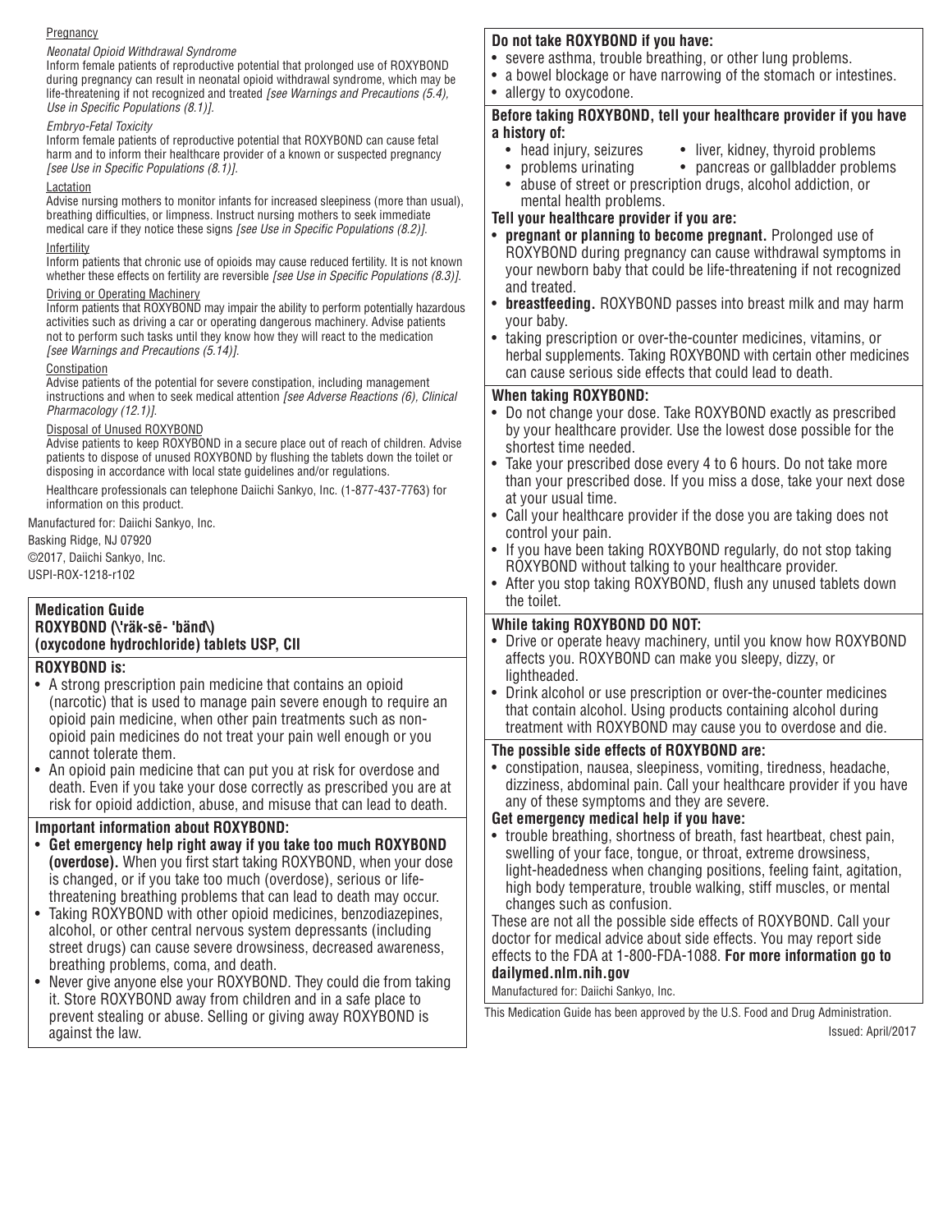Pregnancy

*Neonatal Opioid Withdrawal Syndrome*

Inform female patients of reproductive potential that prolonged use of ROXYBOND during pregnancy can result in neonatal opioid withdrawal syndrome, which may be life-threatening if not recognized and treated *[see Warnings and Precautions (5.4), Use in Specific Populations (8.1)]*.

*Embryo-Fetal Toxicity*

Inform female patients of reproductive potential that ROXYBOND can cause fetal harm and to inform their healthcare provider of a known or suspected pregnancy *[see Use in Specific Populations (8.1)]*.

Lactation

Advise nursing mothers to monitor infants for increased sleepiness (more than usual), breathing difficulties, or limpness. Instruct nursing mothers to seek immediate medical care if they notice these signs *[see Use in Specific Populations (8.2)]*.

Infertility

Inform patients that chronic use of opioids may cause reduced fertility. It is not known whether these effects on fertility are reversible *[see Use in Specific Populations (8.3)]*.

Driving or Operating Machinery

Inform patients that ROXYBOND may impair the ability to perform potentially hazardous activities such as driving a car or operating dangerous machinery. Advise patients not to perform such tasks until they know how they will react to the medication *[see Warnings and Precautions (5.14)]*.

Constipation

Advise patients of the potential for severe constipation, including management instructions and when to seek medical attention *[see Adverse Reactions (6), Clinical Pharmacology (12.1)]*.

Disposal of Unused ROXYBOND

Advise patients to keep ROXYBOND in a secure place out of reach of children. Advise patients to dispose of unused ROXYBOND by flushing the tablets down the toilet or disposing in accordance with local state guidelines and/or regulations.

Healthcare professionals can telephone Daiichi Sankyo, Inc. (1-877-437-7763) for information on this product.

Manufactured for: Daiichi Sankyo, Inc.

Basking Ridge, NJ 07920

©2017, Daiichi Sankyo, Inc.

USPI-ROX-1218-r102

## Medication Guide
## ROXYBOND (\'räk-sē- 'bänd\)
## (oxycodone hydrochloride) tablets USP, CII

**ROXYBOND is:**

- A strong prescription pain medicine that contains an opioid (narcotic) that is used to manage pain severe enough to require an opioid pain medicine, when other pain treatments such as non-opioid pain medicines do not treat your pain well enough or you cannot tolerate them.
- An opioid pain medicine that can put you at risk for overdose and death. Even if you take your dose correctly as prescribed you are at risk for opioid addiction, abuse, and misuse that can lead to death.

**Important information about ROXYBOND:**

- **Get emergency help right away if you take too much ROXYBOND (overdose).** When you first start taking ROXYBOND, when your dose is changed, or if you take too much (overdose), serious or life-threatening breathing problems that can lead to death may occur.
- Taking ROXYBOND with other opioid medicines, benzodiazepines, alcohol, or other central nervous system depressants (including street drugs) can cause severe drowsiness, decreased awareness, breathing problems, coma, and death.
- Never give anyone else your ROXYBOND. They could die from taking it. Store ROXYBOND away from children and in a safe place to prevent stealing or abuse. Selling or giving away ROXYBOND is against the law.

**Do not take ROXYBOND if you have:**

- severe asthma, trouble breathing, or other lung problems.
- a bowel blockage or have narrowing of the stomach or intestines.
- allergy to oxycodone.

**Before taking ROXYBOND, tell your healthcare provider if you have a history of:**

- head injury, seizures
- liver, kidney, thyroid problems
- problems urinating
- pancreas or gallbladder problems
- abuse of street or prescription drugs, alcohol addiction, or mental health problems.

**Tell your healthcare provider if you are:**

- **pregnant or planning to become pregnant.** Prolonged use of ROXYBOND during pregnancy can cause withdrawal symptoms in your newborn baby that could be life-threatening if not recognized and treated.
- **breastfeeding.** ROXYBOND passes into breast milk and may harm your baby.
- taking prescription or over-the-counter medicines, vitamins, or herbal supplements. Taking ROXYBOND with certain other medicines can cause serious side effects that could lead to death.

**When taking ROXYBOND:**

- Do not change your dose. Take ROXYBOND exactly as prescribed by your healthcare provider. Use the lowest dose possible for the shortest time needed.
- Take your prescribed dose every 4 to 6 hours. Do not take more than your prescribed dose. If you miss a dose, take your next dose at your usual time.
- Call your healthcare provider if the dose you are taking does not control your pain.
- If you have been taking ROXYBOND regularly, do not stop taking ROXYBOND without talking to your healthcare provider.
- After you stop taking ROXYBOND, flush any unused tablets down the toilet.

**While taking ROXYBOND DO NOT:**

- Drive or operate heavy machinery, until you know how ROXYBOND affects you. ROXYBOND can make you sleepy, dizzy, or lightheaded.
- Drink alcohol or use prescription or over-the-counter medicines that contain alcohol. Using products containing alcohol during treatment with ROXYBOND may cause you to overdose and die.

**The possible side effects of ROXYBOND are:**

- constipation, nausea, sleepiness, vomiting, tiredness, headache, dizziness, abdominal pain. Call your healthcare provider if you have any of these symptoms and they are severe.

**Get emergency medical help if you have:**

- trouble breathing, shortness of breath, fast heartbeat, chest pain, swelling of your face, tongue, or throat, extreme drowsiness, light-headedness when changing positions, feeling faint, agitation, high body temperature, trouble walking, stiff muscles, or mental changes such as confusion.

These are not all the possible side effects of ROXYBOND. Call your doctor for medical advice about side effects. You may report side effects to the FDA at 1-800-FDA-1088. **For more information go to dailymed.nlm.nih.gov**

Manufactured for: Daiichi Sankyo, Inc.

This Medication Guide has been approved by the U.S. Food and Drug Administration.

Issued: April/2017